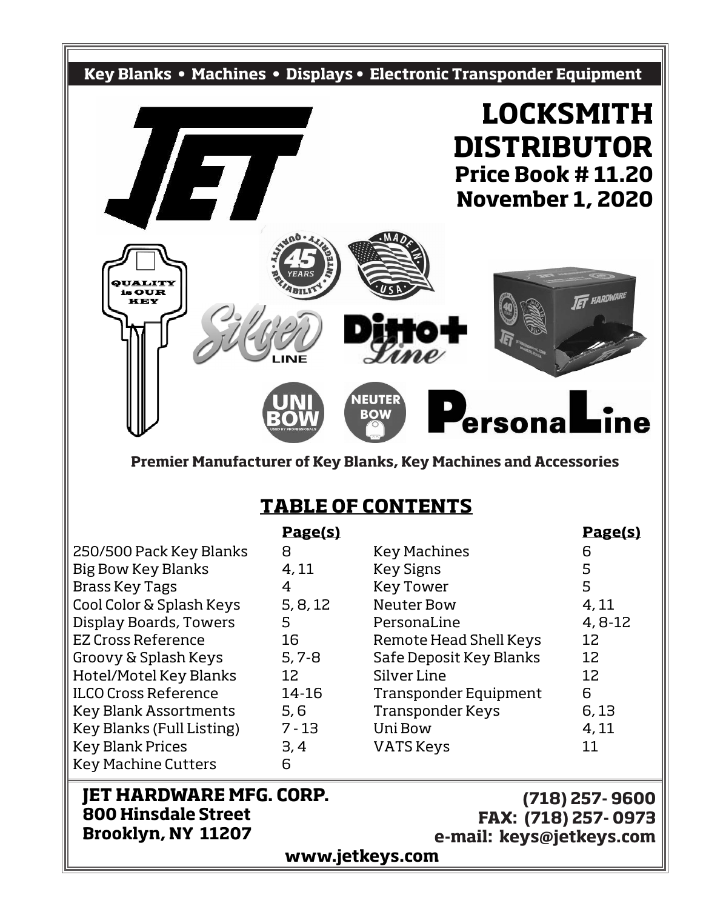Key Blanks • Machines • Displays • Electronic Transponder Equipment

# LOCKSMITH DISTRIBUTOR

## Price Book # 11.20
## November 1, 2020

**Premier Manufacturer of Key Blanks, Key Machines and Accessories**

## TABLE OF CONTENTS

| | Page(s) | | Page(s) |
|---|---|---|---|
| 250/500 Pack Key Blanks | 8 | Key Machines | 6 |
| Big Bow Key Blanks | 4, 11 | Key Signs | 5 |
| Brass Key Tags | 4 | Key Tower | 5 |
| Cool Color & Splash Keys | 5, 8, 12 | Neuter Bow | 4, 11 |
| Display Boards, Towers | 5 | PersonaLine | 4, 8-12 |
| EZ Cross Reference | 16 | Remote Head Shell Keys | 12 |
| Groovy & Splash Keys | 5, 7-8 | Safe Deposit Key Blanks | 12 |
| Hotel/Motel Key Blanks | 12 | Silver Line | 12 |
| ILCO Cross Reference | 14-16 | Transponder Equipment | 6 |
| Key Blank Assortments | 5, 6 | Transponder Keys | 6, 13 |
| Key Blanks (Full Listing) | 7 - 13 | Uni Bow | 4, 11 |
| Key Blank Prices | 3, 4 | VATS Keys | 11 |
| Key Machine Cutters | 6 | | |

**JET HARDWARE MFG. CORP.**
**800 Hinsdale Street**
**Brooklyn, NY 11207**

**(718) 257- 9600**
**FAX: (718) 257- 0973**
**e-mail: keys@jetkeys.com**

**www.jetkeys.com**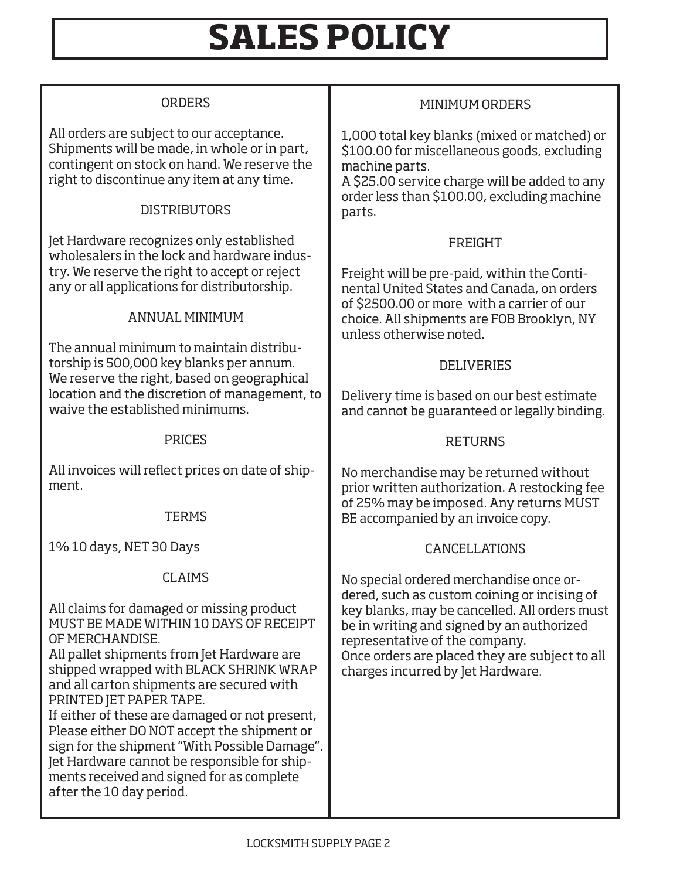# SALES POLICY

## ORDERS

All orders are subject to our acceptance. Shipments will be made, in whole or in part, contingent on stock on hand. We reserve the right to discontinue any item at any time.

## DISTRIBUTORS

Jet Hardware recognizes only established wholesalers in the lock and hardware industry. We reserve the right to accept or reject any or all applications for distributorship.

## ANNUAL MINIMUM

The annual minimum to maintain distributorship is 500,000 key blanks per annum. We reserve the right, based on geographical location and the discretion of management, to waive the established minimums.

## PRICES

All invoices will reflect prices on date of shipment.

## TERMS

1% 10 days, NET 30 Days

## CLAIMS

All claims for damaged or missing product MUST BE MADE WITHIN 10 DAYS OF RECEIPT OF MERCHANDISE.
All pallet shipments from Jet Hardware are shipped wrapped with BLACK SHRINK WRAP and all carton shipments are secured with PRINTED JET PAPER TAPE.
If either of these are damaged or not present, Please either DO NOT accept the shipment or sign for the shipment "With Possible Damage". Jet Hardware cannot be responsible for shipments received and signed for as complete after the 10 day period.

## MINIMUM ORDERS

1,000 total key blanks (mixed or matched) or $100.00 for miscellaneous goods, excluding machine parts.
A $25.00 service charge will be added to any order less than $100.00, excluding machine parts.

## FREIGHT

Freight will be pre-paid, within the Continental United States and Canada, on orders of $2500.00 or more with a carrier of our choice. All shipments are FOB Brooklyn, NY unless otherwise noted.

## DELIVERIES

Delivery time is based on our best estimate and cannot be guaranteed or legally binding.

## RETURNS

No merchandise may be returned without prior written authorization. A restocking fee of 25% may be imposed. Any returns MUST BE accompanied by an invoice copy.

## CANCELLATIONS

No special ordered merchandise once ordered, such as custom coining or incising of key blanks, may be cancelled. All orders must be in writing and signed by an authorized representative of the company.
Once orders are placed they are subject to all charges incurred by Jet Hardware.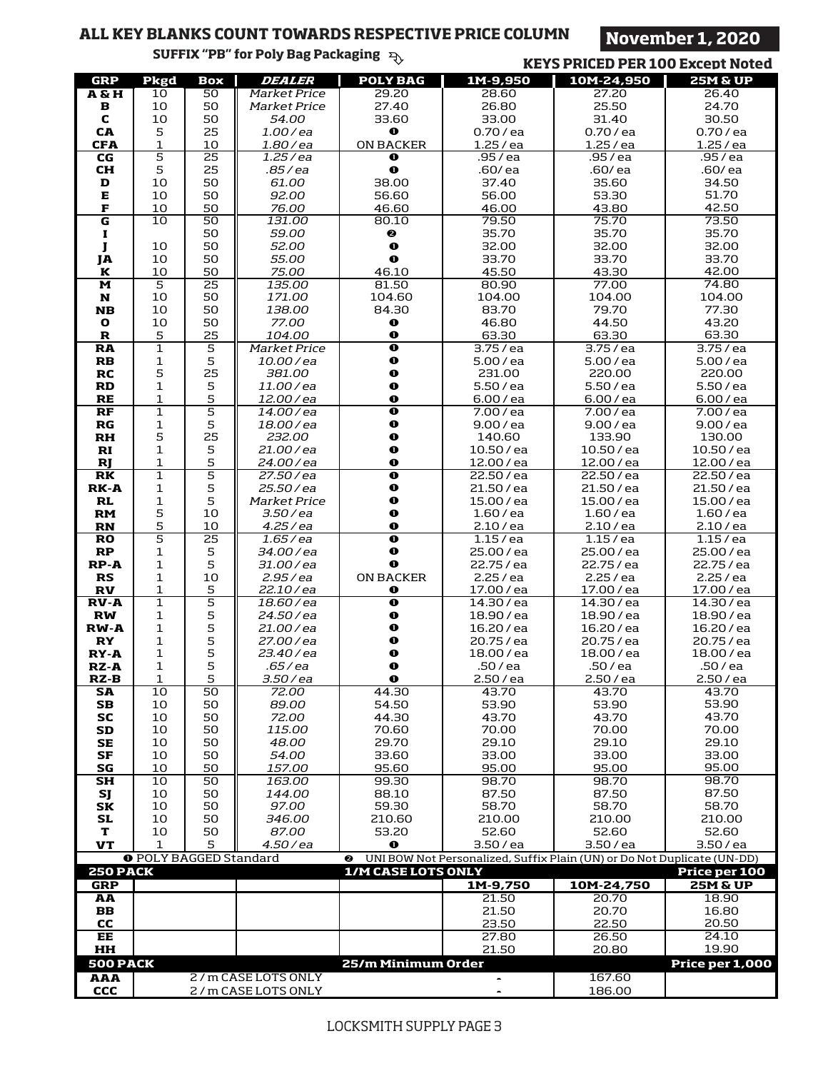**ALL KEY BLANKS COUNT TOWARDS RESPECTIVE PRICE COLUMN** **November 1, 2020**

**SUFFIX "PB" for Poly Bag Packaging**

**KEYS PRICED PER 100 Except Noted**

| GRP | Pkgd | Box | *DEALER* | POLY BAG | 1M-9,950 | 10M-24,950 | 25M & UP |
|---|---|---|---|---|---|---|---|
| **A & H** | 10 | 50 | *Market Price* | 29.20 | 28.60 | 27.20 | 26.40 |
| **B** | 10 | 50 | *Market Price* | 27.40 | 26.80 | 25.50 | 24.70 |
| **C** | 10 | 50 | *54.00* | 33.60 | 33.00 | 31.40 | 30.50 |
| **CA** | 5 | 25 | *1.00 / ea* | ❶ | 0.70 / ea | 0.70 / ea | 0.70 / ea |
| **CFA** | 1 | 10 | *1.80 / ea* | ON BACKER | 1.25 / ea | 1.25 / ea | 1.25 / ea |
| **CG** | 5 | 25 | *1.25 / ea* | ❶ | .95 / ea | .95 / ea | .95 / ea |
| **CH** | 5 | 25 | *.85 / ea* | ❶ | .60/ ea | .60/ ea | .60/ ea |
| **D** | 10 | 50 | *61.00* | 38.00 | 37.40 | 35.60 | 34.50 |
| **E** | 10 | 50 | *92.00* | 56.60 | 56.00 | 53.30 | 51.70 |
| **F** | 10 | 50 | *76.00* | 46.60 | 46.00 | 43.80 | 42.50 |
| **G** | 10 | 50 | *131.00* | 80.10 | 79.50 | 75.70 | 73.50 |
| **I** | | 50 | *59.00* | ❷ | 35.70 | 35.70 | 35.70 |
| **J** | 10 | 50 | *52.00* | ❶ | 32.00 | 32.00 | 32.00 |
| **JA** | 10 | 50 | *55.00* | ❶ | 33.70 | 33.70 | 33.70 |
| **K** | 10 | 50 | *75.00* | 46.10 | 45.50 | 43.30 | 42.00 |
| **M** | 5 | 25 | *135.00* | 81.50 | 80.90 | 77.00 | 74.80 |
| **N** | 10 | 50 | *171.00* | 104.60 | 104.00 | 104.00 | 104.00 |
| **NB** | 10 | 50 | *138.00* | 84.30 | 83.70 | 79.70 | 77.30 |
| **O** | 10 | 50 | *77.00* | ❶ | 46.80 | 44.50 | 43.20 |
| **R** | 5 | 25 | *104.00* | ❶ | 63.30 | 63.30 | 63.30 |
| **RA** | 1 | 5 | *Market Price* | ❶ | 3.75 / ea | 3.75 / ea | 3.75 / ea |
| **RB** | 1 | 5 | *10.00 / ea* | ❶ | 5.00 / ea | 5.00 / ea | 5.00 / ea |
| **RC** | 5 | 25 | *381.00* | ❶ | 231.00 | 220.00 | 220.00 |
| **RD** | 1 | 5 | *11.00 / ea* | ❶ | 5.50 / ea | 5.50 / ea | 5.50 / ea |
| **RE** | 1 | 5 | *12.00 / ea* | ❶ | 6.00 / ea | 6.00 / ea | 6.00 / ea |
| **RF** | 1 | 5 | *14.00 / ea* | ❶ | 7.00 / ea | 7.00 / ea | 7.00 / ea |
| **RG** | 1 | 5 | *18.00 / ea* | ❶ | 9.00 / ea | 9.00 / ea | 9.00 / ea |
| **RH** | 5 | 25 | *232.00* | ❶ | 140.60 | 133.90 | 130.00 |
| **RI** | 1 | 5 | *21.00 / ea* | ❶ | 10.50 / ea | 10.50 / ea | 10.50 / ea |
| **RJ** | 1 | 5 | *24.00 / ea* | ❶ | 12.00 / ea | 12.00 / ea | 12.00 / ea |
| **RK** | 1 | 5 | *27.50 / ea* | ❶ | 22.50 / ea | 22.50 / ea | 22.50 / ea |
| **RK-A** | 1 | 5 | *25.50 / ea* | ❶ | 21.50 / ea | 21.50 / ea | 21.50 / ea |
| **RL** | 1 | 5 | *Market Price* | ❶ | 15.00 / ea | 15.00 / ea | 15.00 / ea |
| **RM** | 5 | 10 | *3.50 / ea* | ❶ | 1.60 / ea | 1.60 / ea | 1.60 / ea |
| **RN** | 5 | 10 | *4.25 / ea* | ❶ | 2.10 / ea | 2.10 / ea | 2.10 / ea |
| **RO** | 5 | 25 | *1.65 / ea* | ❶ | 1.15 / ea | 1.15 / ea | 1.15 / ea |
| **RP** | 1 | 5 | *34.00 / ea* | ❶ | 25.00 / ea | 25.00 / ea | 25.00 / ea |
| **RP-A** | 1 | 5 | *31.00 / ea* | ❶ | 22.75 / ea | 22.75 / ea | 22.75 / ea |
| **RS** | 1 | 10 | *2.95 / ea* | ON BACKER | 2.25 / ea | 2.25 / ea | 2.25 / ea |
| **RV** | 1 | 5 | *22.10 / ea* | ❶ | 17.00 / ea | 17.00 / ea | 17.00 / ea |
| **RV-A** | 1 | 5 | *18.60 / ea* | ❶ | 14.30 / ea | 14.30 / ea | 14.30 / ea |
| **RW** | 1 | 5 | *24.50 / ea* | ❶ | 18.90 / ea | 18.90 / ea | 18.90 / ea |
| **RW-A** | 1 | 5 | *21.00 / ea* | ❶ | 16.20 / ea | 16.20 / ea | 16.20 / ea |
| **RY** | 1 | 5 | *27.00 / ea* | ❶ | 20.75 / ea | 20.75 / ea | 20.75 / ea |
| **RY-A** | 1 | 5 | *23.40 / ea* | ❶ | 18.00 / ea | 18.00 / ea | 18.00 / ea |
| **RZ-A** | 1 | 5 | *.65 / ea* | ❶ | .50 / ea | .50 / ea | .50 / ea |
| **RZ-B** | 1 | 5 | *3.50 / ea* | ❶ | 2.50 / ea | 2.50 / ea | 2.50 / ea |
| **SA** | 10 | 50 | *72.00* | 44.30 | 43.70 | 43.70 | 43.70 |
| **SB** | 10 | 50 | *89.00* | 54.50 | 53.90 | 53.90 | 53.90 |
| **SC** | 10 | 50 | *72.00* | 44.30 | 43.70 | 43.70 | 43.70 |
| **SD** | 10 | 50 | *115.00* | 70.60 | 70.00 | 70.00 | 70.00 |
| **SE** | 10 | 50 | *48.00* | 29.70 | 29.10 | 29.10 | 29.10 |
| **SF** | 10 | 50 | *54.00* | 33.60 | 33.00 | 33.00 | 33.00 |
| **SG** | 10 | 50 | *157.00* | 95.60 | 95.00 | 95.00 | 95.00 |
| **SH** | 10 | 50 | *163.00* | 99.30 | 98.70 | 98.70 | 98.70 |
| **SJ** | 10 | 50 | *144.00* | 88.10 | 87.50 | 87.50 | 87.50 |
| **SK** | 10 | 50 | *97.00* | 59.30 | 58.70 | 58.70 | 58.70 |
| **SL** | 10 | 50 | *346.00* | 210.60 | 210.00 | 210.00 | 210.00 |
| **T** | 10 | 50 | *87.00* | 53.20 | 52.60 | 52.60 | 52.60 |
| **VT** | 1 | 5 | *4.50 / ea* | ❶ | 3.50 / ea | 3.50 / ea | 3.50 / ea |

❶ POLY BAGGED Standard ❷ UNI BOW Not Personalized, Suffix Plain (UN) or Do Not Duplicate (UN-DD)

| **250 PACK** | | | | **1/M CASE LOTS ONLY** | | | **Price per 100** |
|---|---|---|---|---|---|---|---|
| **GRP** | | | | | **1M-9,750** | **10M-24,750** | **25M & UP** |
| **AA** | | | | | 21.50 | 20.70 | 18.90 |
| **BB** | | | | | 21.50 | 20.70 | 16.80 |
| **CC** | | | | | 23.50 | 22.50 | 20.50 |
| **EE** | | | | | 27.80 | 26.50 | 24.10 |
| **HH** | | | | | 21.50 | 20.80 | 19.90 |

| **500 PACK** | | **25/m Minimum Order** | | | **Price per 1,000** |
|---|---|---|---|---|---|
| **AAA** | 2 / m CASE LOTS ONLY | | - | 167.60 | |
| **CCC** | 2 / m CASE LOTS ONLY | | - | 186.00 | |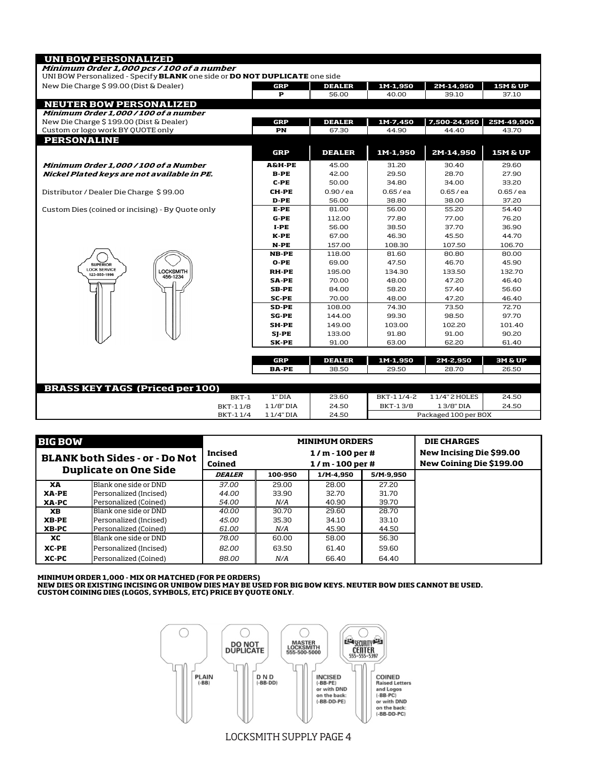## UNI BOW PERSONALIZED

***Minimum Order 1,000 pcs / 100 of a number***

UNI BOW Personalized - Specify **BLANK** one side or **DO NOT DUPLICATE** one side

New Die Charge $ 99.00 (Dist & Dealer)

| GRP | DEALER | 1M-1,950 | 2M-14,950 | 15M & UP |
|---|---|---|---|---|
| P | 56.00 | 40.00 | 39.10 | 37.10 |

## NEUTER BOW PERSONALIZED

***Minimum Order 1,000 / 100 of a number***

New Die Charge $ 199.00 (Dist & Dealer)

Custom or logo work BY QUOTE only

| GRP | DEALER | 1M-7,450 | 7,500-24,950 | 25M-49,900 |
|---|---|---|---|---|
| PN | 67.30 | 44.90 | 44.40 | 43.70 |

## PERSONALINE

***Minimum Order 1,000 / 100 of a Number***
***Nickel Plated keys are not available in PE.***

Distributor / Dealer Die Charge $ 99.00

Custom Dies (coined or incising) - By Quote only

| GRP | DEALER | 1M-1,950 | 2M-14,950 | 15M & UP |
|---|---|---|---|---|
| A&H-PE | 45.00 | 31.20 | 30.40 | 29.60 |
| B-PE | 42.00 | 29.50 | 28.70 | 27.90 |
| C-PE | 50.00 | 34.80 | 34.00 | 33.20 |
| CH-PE | 0.90 / ea | 0.65 / ea | 0.65 / ea | 0.65 / ea |
| D-PE | 56.00 | 38.80 | 38.00 | 37.20 |
| E-PE | 81.00 | 56.00 | 55.20 | 54.40 |
| G-PE | 112.00 | 77.80 | 77.00 | 76.20 |
| I-PE | 56.00 | 38.50 | 37.70 | 36.90 |
| K-PE | 67.00 | 46.30 | 45.50 | 44.70 |
| N-PE | 157.00 | 108.30 | 107.50 | 106.70 |
| NB-PE | 118.00 | 81.60 | 80.80 | 80.00 |
| O-PE | 69.00 | 47.50 | 46.70 | 45.90 |
| RH-PE | 195.00 | 134.30 | 133.50 | 132.70 |
| SA-PE | 70.00 | 48.00 | 47.20 | 46.40 |
| SB-PE | 84.00 | 58.20 | 57.40 | 56.60 |
| SC-PE | 70.00 | 48.00 | 47.20 | 46.40 |
| SD-PE | 108.00 | 74.30 | 73.50 | 72.70 |
| SG-PE | 144.00 | 99.30 | 98.50 | 97.70 |
| SH-PE | 149.00 | 103.00 | 102.20 | 101.40 |
| SJ-PE | 133.00 | 91.80 | 91.00 | 90.20 |
| SK-PE | 91.00 | 63.00 | 62.20 | 61.40 |

| GRP | DEALER | 1M-1,950 | 2M-2,950 | 3M & UP |
|---|---|---|---|---|
| BA-PE | 38.50 | 29.50 | 28.70 | 26.50 |

SUPERIOR LOCK SERVICE 123-555-1996

LOCKSMITH 456-1234

## BRASS KEY TAGS (Priced per 100)

| | | | | | |
|---|---|---|---|---|---|
| BKT-1 | 1" DIA | 23.60 | BKT-1 1/4-2 | 1 1/4" 2 HOLES | 24.50 |
| BKT-1 1/8 | 1 1/8" DIA | 24.50 | BKT-1 3/8 | 1 3/8" DIA | 24.50 |
| BKT-1 1/4 | 1 1/4" DIA | 24.50 | Packaged 100 per BOX | | |

## BIG BOW

| BLANK both Sides - or - Do Not Duplicate on One Side | | MINIMUM ORDERS | | | | DIE CHARGES |
|---|---|---|---|---|---|---|
| | | Incised | 1 / m - 100 per # | | | New Incising Die $99.00 |
| | | Coined | 1 / m - 100 per # | | | New Coining Die $199.00 |
| | | *DEALER* | 100-950 | 1/M-4,950 | 5/M-9,950 | |
| **XA** | Blank one side or DND | *37.00* | 29.00 | 28.00 | 27.20 | |
| **XA-PE** | Personalized (Incised) | *44.00* | 33.90 | 32.70 | 31.70 | |
| **XA-PC** | Personalized (Coined) | *54.00* | *N/A* | 40.90 | 39.70 | |
| **XB** | Blank one side or DND | *40.00* | 30.70 | 29.60 | 28.70 | |
| **XB-PE** | Personalized (Incised) | *45.00* | 35.30 | 34.10 | 33.10 | |
| **XB-PC** | Personalized (Coined) | *61.00* | *N/A* | 45.90 | 44.50 | |
| **XC** | Blank one side or DND | *78.00* | 60.00 | 58.00 | 56.30 | |
| **XC-PE** | Personalized (Incised) | *82.00* | 63.50 | 61.40 | 59.60 | |
| **XC-PC** | Personalized (Coined) | *88.00* | *N/A* | 66.40 | 64.40 | |

**MINIMUM ORDER 1,000 - MIX OR MATCHED (FOR PE ORDERS)**
**NEW DIES OR EXISTING INCISING OR UNIBOW DIES MAY BE USED FOR BIG BOW KEYS. NEUTER BOW DIES CANNOT BE USED.**
**CUSTOM COINING DIES (LOGOS, SYMBOLS, ETC) PRICE BY QUOTE ONLY.**

PLAIN (-BB)

DO NOT DUPLICATE — D N D (-BB-DD)

MASTER LOCKSMITH 555-500-5000 — INCISED (-BB-PE) or with DND on the back: (-BB-DD-PE)

SECURITY CENTER 555-555-5397 — COINED Raised Letters and Logos (-BB-PC) or with DND on the back: (-BB-DD-PC)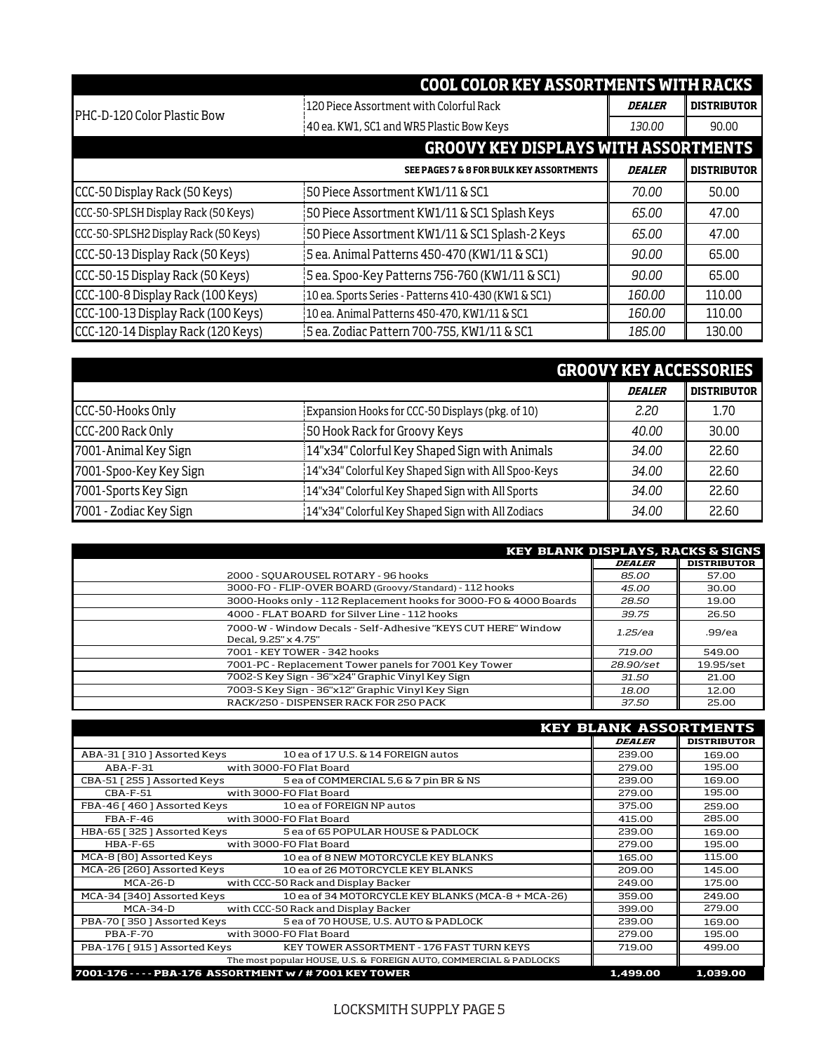## COOL COLOR KEY ASSORTMENTS WITH RACKS

| | | DEALER | DISTRIBUTOR |
|---|---|---|---|
| PHC-D-120 Color Plastic Bow | 120 Piece Assortment with Colorful Rack<br>40 ea. KW1, SC1 and WR5 Plastic Bow Keys | 130.00 | 90.00 |

## GROOVY KEY DISPLAYS WITH ASSORTMENTS

| | SEE PAGES 7 & 8 FOR BULK KEY ASSORTMENTS | DEALER | DISTRIBUTOR |
|---|---|---|---|
| CCC-50 Display Rack (50 Keys) | 50 Piece Assortment KW1/11 & SC1 | 70.00 | 50.00 |
| CCC-50-SPLSH Display Rack (50 Keys) | 50 Piece Assortment KW1/11 & SC1 Splash Keys | 65.00 | 47.00 |
| CCC-50-SPLSH2 Display Rack (50 Keys) | 50 Piece Assortment KW1/11 & SC1 Splash-2 Keys | 65.00 | 47.00 |
| CCC-50-13 Display Rack (50 Keys) | 5 ea. Animal Patterns 450-470 (KW1/11 & SC1) | 90.00 | 65.00 |
| CCC-50-15 Display Rack (50 Keys) | 5 ea. Spoo-Key Patterns 756-760 (KW1/11 & SC1) | 90.00 | 65.00 |
| CCC-100-8 Display Rack (100 Keys) | 10 ea. Sports Series - Patterns 410-430 (KW1 & SC1) | 160.00 | 110.00 |
| CCC-100-13 Display Rack (100 Keys) | 10 ea. Animal Patterns 450-470, KW1/11 & SC1 | 160.00 | 110.00 |
| CCC-120-14 Display Rack (120 Keys) | 5 ea. Zodiac Pattern 700-755, KW1/11 & SC1 | 185.00 | 130.00 |

## GROOVY KEY ACCESSORIES

| | | DEALER | DISTRIBUTOR |
|---|---|---|---|
| CCC-50-Hooks Only | Expansion Hooks for CCC-50 Displays (pkg. of 10) | 2.20 | 1.70 |
| CCC-200 Rack Only | 50 Hook Rack for Groovy Keys | 40.00 | 30.00 |
| 7001-Animal Key Sign | 14"x34" Colorful Key Shaped Sign with Animals | 34.00 | 22.60 |
| 7001-Spoo-Key Key Sign | 14"x34" Colorful Key Shaped Sign with All Spoo-Keys | 34.00 | 22.60 |
| 7001-Sports Key Sign | 14"x34" Colorful Key Shaped Sign with All Sports | 34.00 | 22.60 |
| 7001 - Zodiac Key Sign | 14"x34" Colorful Key Shaped Sign with All Zodiacs | 34.00 | 22.60 |

## KEY BLANK DISPLAYS, RACKS & SIGNS

| | DEALER | DISTRIBUTOR |
|---|---|---|
| 2000 - SQUAROUSEL ROTARY - 96 hooks | 85.00 | 57.00 |
| 3000-FO - FLIP-OVER BOARD (Groovy/Standard) - 112 hooks | 45.00 | 30.00 |
| 3000-Hooks only - 112 Replacement hooks for 3000-FO & 4000 Boards | 28.50 | 19.00 |
| 4000 - FLAT BOARD for Silver Line - 112 hooks | 39.75 | 26.50 |
| 7000-W - Window Decals - Self-Adhesive "KEYS CUT HERE" Window Decal, 9.25" x 4.75" | 1.25/ea | .99/ea |
| 7001 - KEY TOWER - 342 hooks | 719.00 | 549.00 |
| 7001-PC - Replacement Tower panels for 7001 Key Tower | 28.90/set | 19.95/set |
| 7002-S Key Sign - 36"x24" Graphic Vinyl Key Sign | 31.50 | 21.00 |
| 7003-S Key Sign - 36"x12" Graphic Vinyl Key Sign | 18.00 | 12.00 |
| RACK/250 - DISPENSER RACK FOR 250 PACK | 37.50 | 25.00 |

## KEY BLANK ASSORTMENTS

| | | DEALER | DISTRIBUTOR |
|---|---|---|---|
| ABA-31 [ 310 ] Assorted Keys | 10 ea of 17 U.S. & 14 FOREIGN autos | 239.00 | 169.00 |
| ABA-F-31 | with 3000-FO Flat Board | 279.00 | 195.00 |
| CBA-51 [ 255 ] Assorted Keys | 5 ea of COMMERCIAL 5,6 & 7 pin BR & NS | 239.00 | 169.00 |
| CBA-F-51 | with 3000-FO Flat Board | 279.00 | 195.00 |
| FBA-46 [ 460 ] Assorted Keys | 10 ea of FOREIGN NP autos | 375.00 | 259.00 |
| FBA-F-46 | with 3000-FO Flat Board | 415.00 | 285.00 |
| HBA-65 [ 325 ] Assorted Keys | 5 ea of 65 POPULAR HOUSE & PADLOCK | 239.00 | 169.00 |
| HBA-F-65 | with 3000-FO Flat Board | 279.00 | 195.00 |
| MCA-8 [80] Assorted Keys | 10 ea of 8 NEW MOTORCYCLE KEY BLANKS | 165.00 | 115.00 |
| MCA-26 [260] Assorted Keys | 10 ea of 26 MOTORCYCLE KEY BLANKS | 209.00 | 145.00 |
| MCA-26-D | with CCC-50 Rack and Display Backer | 249.00 | 175.00 |
| MCA-34 [340] Assorted Keys | 10 ea of 34 MOTORCYCLE KEY BLANKS (MCA-8 + MCA-26) | 359.00 | 249.00 |
| MCA-34-D | with CCC-50 Rack and Display Backer | 399.00 | 279.00 |
| PBA-70 [ 350 ] Assorted Keys | 5 ea of 70 HOUSE, U.S. AUTO & PADLOCK | 239.00 | 169.00 |
| PBA-F-70 | with 3000-FO Flat Board | 279.00 | 195.00 |
| PBA-176 [ 915 ] Assorted Keys | KEY TOWER ASSORTMENT - 176 FAST TURN KEYS<br>The most popular HOUSE, U.S. & FOREIGN AUTO, COMMERCIAL & PADLOCKS | 719.00 | 499.00 |
| **7001-176 - - - - PBA-176 ASSORTMENT w / # 7001 KEY TOWER** | | **1,499.00** | **1,039.00** |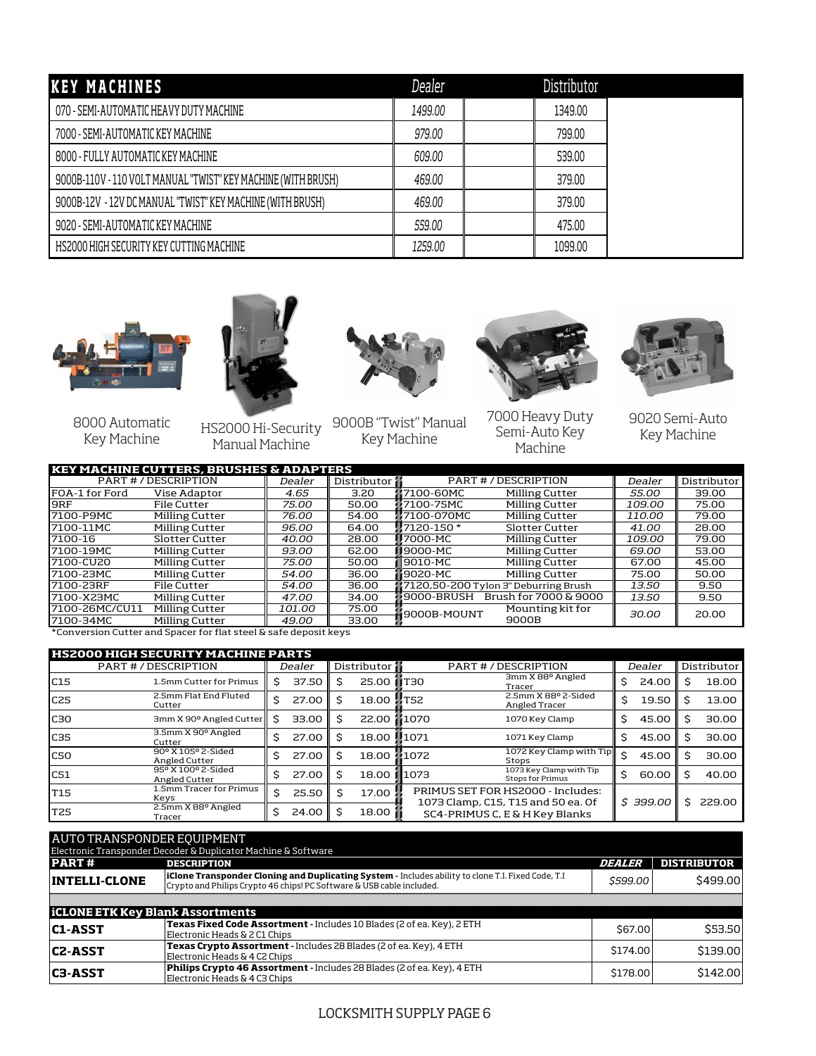| KEY MACHINES | Dealer | | Distributor |
|---|---|---|---|
| 070 - SEMI-AUTOMATIC HEAVY DUTY MACHINE | 1499.00 | | 1349.00 |
| 7000 - SEMI-AUTOMATIC KEY MACHINE | 979.00 | | 799.00 |
| 8000 - FULLY AUTOMATIC KEY MACHINE | 609.00 | | 539.00 |
| 9000B-110V - 110 VOLT MANUAL "TWIST" KEY MACHINE (WITH BRUSH) | 469.00 | | 379.00 |
| 9000B-12V - 12V DC MANUAL "TWIST" KEY MACHINE (WITH BRUSH) | 469.00 | | 379.00 |
| 9020 - SEMI-AUTOMATIC KEY MACHINE | 559.00 | | 475.00 |
| HS2000 HIGH SECURITY KEY CUTTING MACHINE | 1259.00 | | 1099.00 |

8000 Automatic Key Machine

HS2000 Hi-Security Manual Machine

9000B "Twist" Manual Key Machine

7000 Heavy Duty Semi-Auto Key Machine

9020 Semi-Auto Key Machine

## KEY MACHINE CUTTERS, BRUSHES & ADAPTERS

| PART # | DESCRIPTION | Dealer | Distributor | PART # | DESCRIPTION | Dealer | Distributor |
|---|---|---|---|---|---|---|---|
| FOA-1 for Ford | Vise Adaptor | 4.65 | 3.20 | 7100-60MC | Milling Cutter | 55.00 | 39.00 |
| 9RF | File Cutter | 75.00 | 50.00 | 7100-75MC | Milling Cutter | 109.00 | 75.00 |
| 7100-P9MC | Milling Cutter | 76.00 | 54.00 | 7100-070MC | Milling Cutter | 110.00 | 79.00 |
| 7100-11MC | Milling Cutter | 96.00 | 64.00 | 7120-150 * | Slotter Cutter | 41.00 | 28.00 |
| 7100-16 | Slotter Cutter | 40.00 | 28.00 | 7000-MC | Milling Cutter | 109.00 | 79.00 |
| 7100-19MC | Milling Cutter | 93.00 | 62.00 | 9000-MC | Milling Cutter | 69.00 | 53.00 |
| 7100-CU20 | Milling Cutter | 75.00 | 50.00 | 9010-MC | Milling Cutter | 67.00 | 45.00 |
| 7100-23MC | Milling Cutter | 54.00 | 36.00 | 9020-MC | Milling Cutter | 75.00 | 50.00 |
| 7100-23RF | File Cutter | 54.00 | 36.00 | 7120,50-200 | Tylon 3" Deburring Brush | 13.50 | 9.50 |
| 7100-X23MC | Milling Cutter | 47.00 | 34.00 | 9000-BRUSH | Brush for 7000 & 9000 | 13.50 | 9.50 |
| 7100-26MC/CU11 | Milling Cutter | 101.00 | 75.00 | 9000B-MOUNT | Mounting kit for 9000B | 30.00 | 20.00 |
| 7100-34MC | Milling Cutter | 49.00 | 33.00 | | | | |

*Conversion Cutter and Spacer for flat steel & safe deposit keys

## HS2000 HIGH SECURITY MACHINE PARTS

| PART # | DESCRIPTION | Dealer | Distributor | PART # | DESCRIPTION | Dealer | Distributor |
|---|---|---|---|---|---|---|---|
| C15 | 1.5mm Cutter for Primus | $ 37.50 | $ 25.00 | T30 | 3mm X 88º Angled Tracer | $ 24.00 | $ 18.00 |
| C25 | 2.5mm Flat End Fluted Cutter | $ 27.00 | $ 18.00 | T52 | 2.5mm X 88º 2-Sided Angled Tracer | $ 19.50 | $ 13.00 |
| C30 | 3mm X 90º Angled Cutter | $ 33.00 | $ 22.00 | 1070 | 1070 Key Clamp | $ 45.00 | $ 30.00 |
| C35 | 3.5mm X 90º Angled Cutter | $ 27.00 | $ 18.00 | 1071 | 1071 Key Clamp | $ 45.00 | $ 30.00 |
| C50 | 90º X 105º 2-Sided Angled Cutter | $ 27.00 | $ 18.00 | 1072 | 1072 Key Clamp with Tip Stops | $ 45.00 | $ 30.00 |
| C51 | 95º X 100º 2-Sided Angled Cutter | $ 27.00 | $ 18.00 | 1073 | 1073 Key Clamp with Tip Stops for Primus | $ 60.00 | $ 40.00 |
| T15 | 1.5mm Tracer for Primus Keys | $ 25.50 | $ 17.00 | PRIMUS SET FOR HS2000 - Includes: 1073 Clamp, C15, T15 and 50 ea. Of SC4-PRIMUS C, E & H Key Blanks | | $ 399.00 | $ 229.00 |
| T25 | 2.5mm X 88º Angled Tracer | $ 24.00 | $ 18.00 | | | | |

## AUTO TRANSPONDER EQUIPMENT

Electronic Transponder Decoder & Duplicator Machine & Software

| PART # | DESCRIPTION | DEALER | DISTRIBUTOR |
|---|---|---|---|
| **INTELLI-CLONE** | **iClone Transponder Cloning and Duplicating System** - Includes ability to clone T.I. Fixed Code, T.I Crypto and Philips Crypto 46 chips! PC Software & USB cable included. | $599.00 | $499.00 |
| **iCLONE ETK Key Blank Assortments** | | | |
| **C1-ASST** | **Texas Fixed Code Assortment** - Includes 10 Blades (2 of ea. Key), 2 ETH Electronic Heads & 2 C1 Chips | $67.00 | $53.50 |
| **C2-ASST** | **Texas Crypto Assortment** - Includes 28 Blades (2 of ea. Key), 4 ETH Electronic Heads & 4 C2 Chips | $174.00 | $139.00 |
| **C3-ASST** | **Philips Crypto 46 Assortment** - Includes 28 Blades (2 of ea. Key), 4 ETH Electronic Heads & 4 C3 Chips | $178.00 | $142.00 |

LOCKSMITH SUPPLY PAGE 6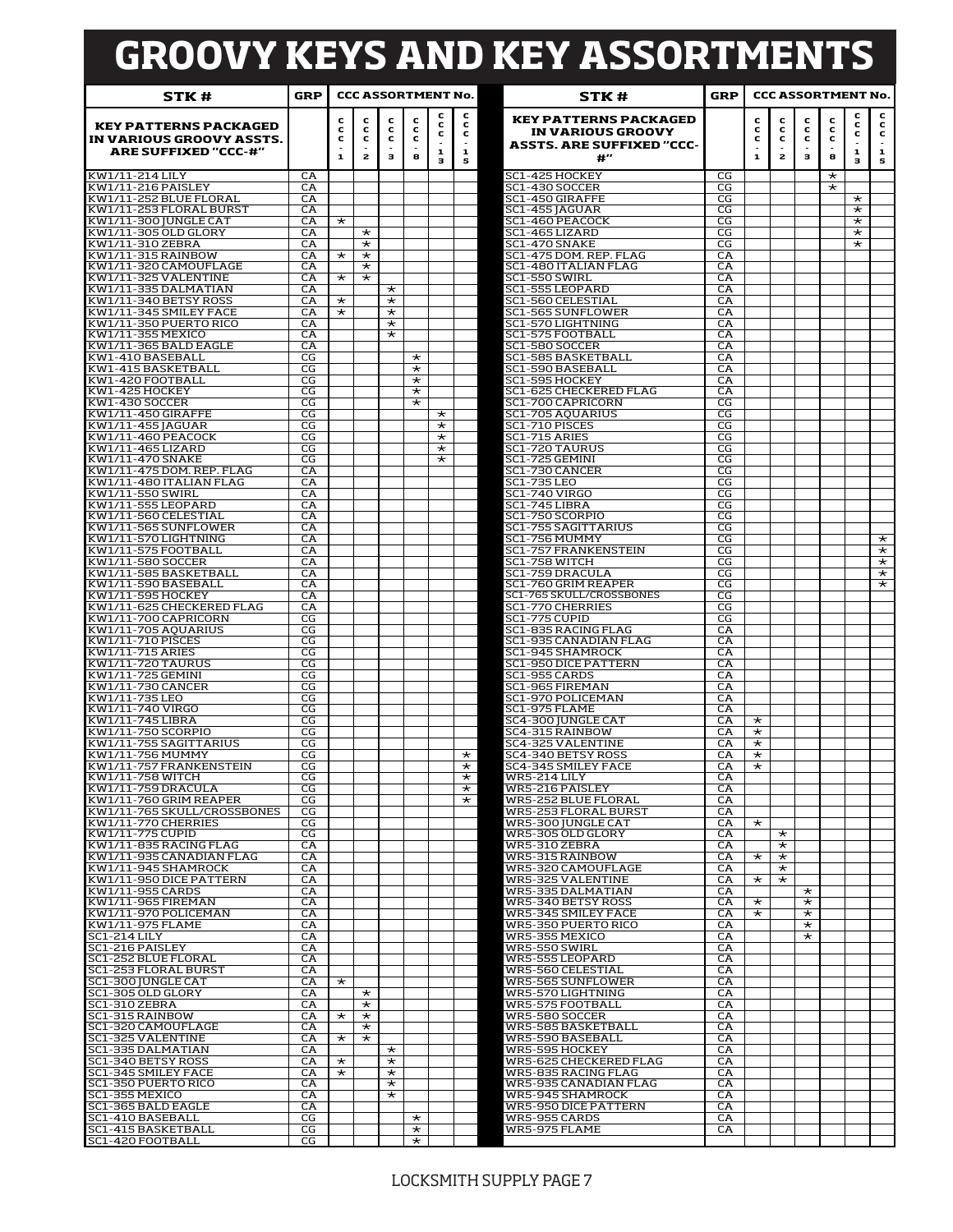# GROOVY KEYS AND KEY ASSORTMENTS

| STK # | GRP | CCC ASSORTMENT No. | | | | | |
|---|---|---|---|---|---|---|---|
| KEY PATTERNS PACKAGED IN VARIOUS GROOVY ASSTS. ARE SUFFIXED "CCC-#" | | CCC-1 | CCC-2 | CCC-3 | CCC-8 | CCC-13 | CCC-15 |
| KW1/11-214 LILY | CA | | | | | | |
| KW1/11-216 PAISLEY | CA | | | | | | |
| KW1/11-252 BLUE FLORAL | CA | | | | | | |
| KW1/11-253 FLORAL BURST | CA | | | | | | |
| KW1/11-300 JUNGLE CAT | CA | * | | | | | |
| KW1/11-305 OLD GLORY | CA | | * | | | | |
| KW1/11-310 ZEBRA | CA | | * | | | | |
| KW1/11-315 RAINBOW | CA | * | * | | | | |
| KW1/11-320 CAMOUFLAGE | CA | | * | | | | |
| KW1/11-325 VALENTINE | CA | * | * | | | | |
| KW1/11-335 DALMATIAN | CA | | | * | | | |
| KW1/11-340 BETSY ROSS | CA | * | | * | | | |
| KW1/11-345 SMILEY FACE | CA | * | | * | | | |
| KW1/11-350 PUERTO RICO | CA | | | * | | | |
| KW1/11-355 MEXICO | CA | | | * | | | |
| KW1/11-365 BALD EAGLE | CA | | | | | | |
| KW1-410 BASEBALL | CG | | | | * | | |
| KW1-415 BASKETBALL | CG | | | | * | | |
| KW1-420 FOOTBALL | CG | | | | * | | |
| KW1-425 HOCKEY | CG | | | | * | | |
| KW1-430 SOCCER | CG | | | | * | | |
| KW1/11-450 GIRAFFE | CG | | | | | * | |
| KW1/11-455 JAGUAR | CG | | | | | * | |
| KW1/11-460 PEACOCK | CG | | | | | * | |
| KW1/11-465 LIZARD | CG | | | | | * | |
| KW1/11-470 SNAKE | CG | | | | | * | |
| KW1/11-475 DOM. REP. FLAG | CA | | | | | | |
| KW1/11-480 ITALIAN FLAG | CA | | | | | | |
| KW1/11-550 SWIRL | CA | | | | | | |
| KW1/11-555 LEOPARD | CA | | | | | | |
| KW1/11-560 CELESTIAL | CA | | | | | | |
| KW1/11-565 SUNFLOWER | CA | | | | | | |
| KW1/11-570 LIGHTNING | CA | | | | | | |
| KW1/11-575 FOOTBALL | CA | | | | | | |
| KW1/11-580 SOCCER | CA | | | | | | |
| KW1/11-585 BASKETBALL | CA | | | | | | |
| KW1/11-590 BASEBALL | CA | | | | | | |
| KW1/11-595 HOCKEY | CA | | | | | | |
| KW1/11-625 CHECKERED FLAG | CA | | | | | | |
| KW1/11-700 CAPRICORN | CG | | | | | | |
| KW1/11-705 AQUARIUS | CG | | | | | | |
| KW1/11-710 PISCES | CG | | | | | | |
| KW1/11-715 ARIES | CG | | | | | | |
| KW1/11-720 TAURUS | CG | | | | | | |
| KW1/11-725 GEMINI | CG | | | | | | |
| KW1/11-730 CANCER | CG | | | | | | |
| KW1/11-735 LEO | CG | | | | | | |
| KW1/11-740 VIRGO | CG | | | | | | |
| KW1/11-745 LIBRA | CG | | | | | | |
| KW1/11-750 SCORPIO | CG | | | | | | |
| KW1/11-755 SAGITTARIUS | CG | | | | | | |
| KW1/11-756 MUMMY | CG | | | | | | * |
| KW1/11-757 FRANKENSTEIN | CG | | | | | | * |
| KW1/11-758 WITCH | CG | | | | | | * |
| KW1/11-759 DRACULA | CG | | | | | | * |
| KW1/11-760 GRIM REAPER | CG | | | | | | * |
| KW1/11-765 SKULL/CROSSBONES | CG | | | | | | |
| KW1/11-770 CHERRIES | CG | | | | | | |
| KW1/11-775 CUPID | CG | | | | | | |
| KW1/11-835 RACING FLAG | CA | | | | | | |
| KW1/11-935 CANADIAN FLAG | CA | | | | | | |
| KW1/11-945 SHAMROCK | CA | | | | | | |
| KW1/11-950 DICE PATTERN | CA | | | | | | |
| KW1/11-955 CARDS | CA | | | | | | |
| KW1/11-965 FIREMAN | CA | | | | | | |
| KW1/11-970 POLICEMAN | CA | | | | | | |
| KW1/11-975 FLAME | CA | | | | | | |
| SC1-214 LILY | CA | | | | | | |
| SC1-216 PAISLEY | CA | | | | | | |
| SC1-252 BLUE FLORAL | CA | | | | | | |
| SC1-253 FLORAL BURST | CA | | | | | | |
| SC1-300 JUNGLE CAT | CA | * | | | | | |
| SC1-305 OLD GLORY | CA | | * | | | | |
| SC1-310 ZEBRA | CA | | * | | | | |
| SC1-315 RAINBOW | CA | * | * | | | | |
| SC1-320 CAMOUFLAGE | CA | | * | | | | |
| SC1-325 VALENTINE | CA | * | * | | | | |
| SC1-335 DALMATIAN | CA | | | * | | | |
| SC1-340 BETSY ROSS | CA | * | | * | | | |
| SC1-345 SMILEY FACE | CA | * | | * | | | |
| SC1-350 PUERTO RICO | CA | | | * | | | |
| SC1-355 MEXICO | CA | | | * | | | |
| SC1-365 BALD EAGLE | CA | | | | | | |
| SC1-410 BASEBALL | CG | | | | * | | |
| SC1-415 BASKETBALL | CG | | | | * | | |
| SC1-420 FOOTBALL | CG | | | | * | | |
| SC1-425 HOCKEY | CG | | | | * | | |
| SC1-430 SOCCER | CG | | | | * | | |
| SC1-450 GIRAFFE | CG | | | | | * | |
| SC1-455 JAGUAR | CG | | | | | * | |
| SC1-460 PEACOCK | CG | | | | | * | |
| SC1-465 LIZARD | CG | | | | | * | |
| SC1-470 SNAKE | CG | | | | | * | |
| SC1-475 DOM. REP. FLAG | CA | | | | | | |
| SC1-480 ITALIAN FLAG | CA | | | | | | |
| SC1-550 SWIRL | CA | | | | | | |
| SC1-555 LEOPARD | CA | | | | | | |
| SC1-560 CELESTIAL | CA | | | | | | |
| SC1-565 SUNFLOWER | CA | | | | | | |
| SC1-570 LIGHTNING | CA | | | | | | |
| SC1-575 FOOTBALL | CA | | | | | | |
| SC1-580 SOCCER | CA | | | | | | |
| SC1-585 BASKETBALL | CA | | | | | | |
| SC1-590 BASEBALL | CA | | | | | | |
| SC1-595 HOCKEY | CA | | | | | | |
| SC1-625 CHECKERED FLAG | CA | | | | | | |
| SC1-700 CAPRICORN | CG | | | | | | |
| SC1-705 AQUARIUS | CG | | | | | | |
| SC1-710 PISCES | CG | | | | | | |
| SC1-715 ARIES | CG | | | | | | |
| SC1-720 TAURUS | CG | | | | | | |
| SC1-725 GEMINI | CG | | | | | | |
| SC1-730 CANCER | CG | | | | | | |
| SC1-735 LEO | CG | | | | | | |
| SC1-740 VIRGO | CG | | | | | | |
| SC1-745 LIBRA | CG | | | | | | |
| SC1-750 SCORPIO | CG | | | | | | |
| SC1-755 SAGITTARIUS | CG | | | | | | |
| SC1-756 MUMMY | CG | | | | | | * |
| SC1-757 FRANKENSTEIN | CG | | | | | | * |
| SC1-758 WITCH | CG | | | | | | * |
| SC1-759 DRACULA | CG | | | | | | * |
| SC1-760 GRIM REAPER | CG | | | | | | * |
| SC1-765 SKULL/CROSSBONES | CG | | | | | | |
| SC1-770 CHERRIES | CG | | | | | | |
| SC1-775 CUPID | CG | | | | | | |
| SC1-835 RACING FLAG | CA | | | | | | |
| SC1-935 CANADIAN FLAG | CA | | | | | | |
| SC1-945 SHAMROCK | CA | | | | | | |
| SC1-950 DICE PATTERN | CA | | | | | | |
| SC1-955 CARDS | CA | | | | | | |
| SC1-965 FIREMAN | CA | | | | | | |
| SC1-970 POLICEMAN | CA | | | | | | |
| SC1-975 FLAME | CA | | | | | | |
| SC4-300 JUNGLE CAT | CA | * | | | | | |
| SC4-315 RAINBOW | CA | * | | | | | |
| SC4-325 VALENTINE | CA | * | | | | | |
| SC4-340 BETSY ROSS | CA | * | | | | | |
| SC4-345 SMILEY FACE | CA | * | | | | | |
| WR5-214 LILY | CA | | | | | | |
| WR5-216 PAISLEY | CA | | | | | | |
| WR5-252 BLUE FLORAL | CA | | | | | | |
| WR5-253 FLORAL BURST | CA | | | | | | |
| WR5-300 JUNGLE CAT | CA | * | | | | | |
| WR5-305 OLD GLORY | CA | | * | | | | |
| WR5-310 ZEBRA | CA | | * | | | | |
| WR5-315 RAINBOW | CA | * | * | | | | |
| WR5-320 CAMOUFLAGE | CA | | * | | | | |
| WR5-325 VALENTINE | CA | * | * | | | | |
| WR5-335 DALMATIAN | CA | | | * | | | |
| WR5-340 BETSY ROSS | CA | * | | * | | | |
| WR5-345 SMILEY FACE | CA | * | | * | | | |
| WR5-350 PUERTO RICO | CA | | | * | | | |
| WR5-355 MEXICO | CA | | | * | | | |
| WR5-550 SWIRL | CA | | | | | | |
| WR5-555 LEOPARD | CA | | | | | | |
| WR5-560 CELESTIAL | CA | | | | | | |
| WR5-565 SUNFLOWER | CA | | | | | | |
| WR5-570 LIGHTNING | CA | | | | | | |
| WR5-575 FOOTBALL | CA | | | | | | |
| WR5-580 SOCCER | CA | | | | | | |
| WR5-585 BASKETBALL | CA | | | | | | |
| WR5-590 BASEBALL | CA | | | | | | |
| WR5-595 HOCKEY | CA | | | | | | |
| WR5-625 CHECKERED FLAG | CA | | | | | | |
| WR5-835 RACING FLAG | CA | | | | | | |
| WR5-935 CANADIAN FLAG | CA | | | | | | |
| WR5-945 SHAMROCK | CA | | | | | | |
| WR5-950 DICE PATTERN | CA | | | | | | |
| WR5-955 CARDS | CA | | | | | | |
| WR5-975 FLAME | CA | | | | | | |

LOCKSMITH SUPPLY PAGE 7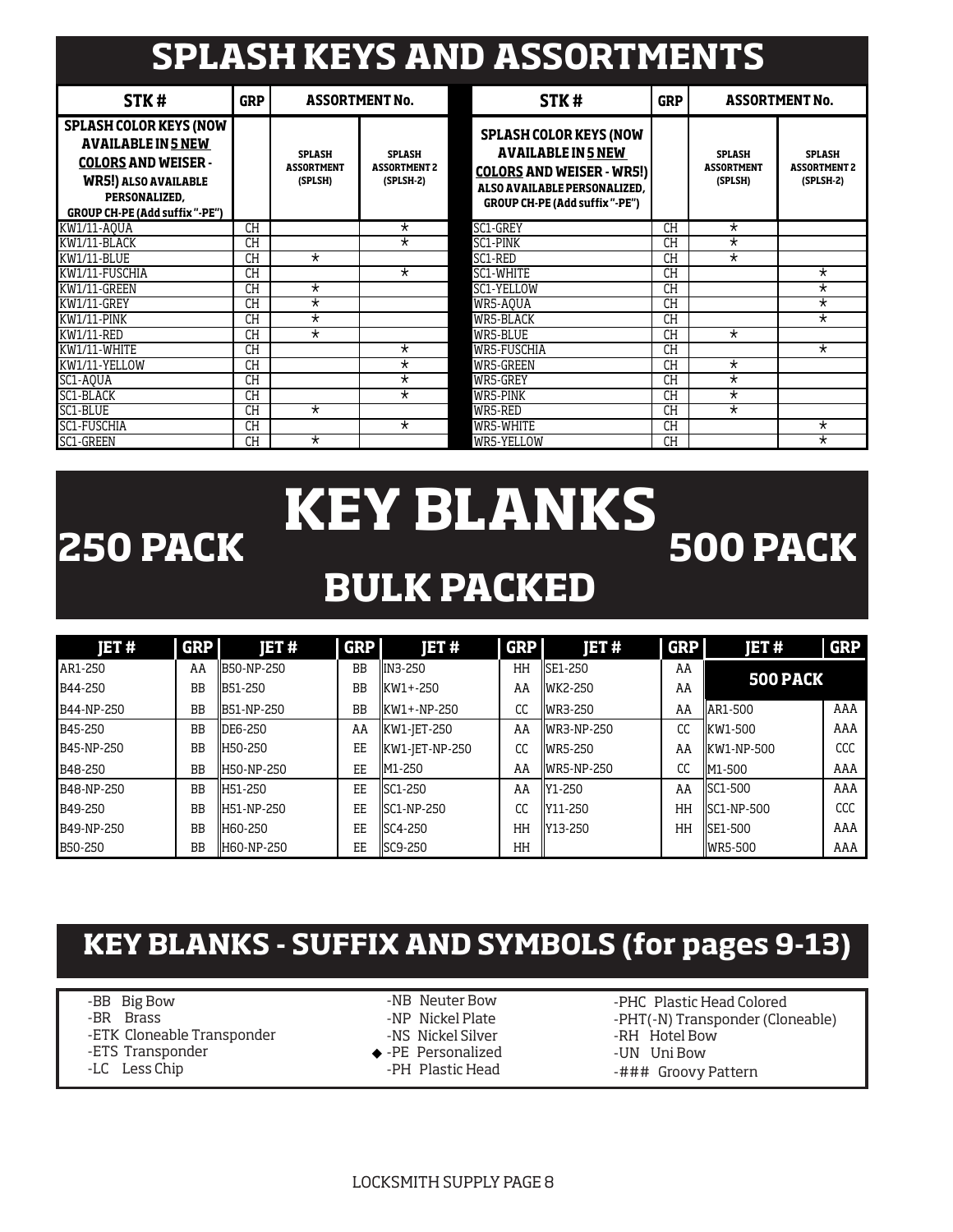# SPLASH KEYS AND ASSORTMENTS

| STK # | GRP | ASSORTMENT No. | | STK # | GRP | ASSORTMENT No. | |
|---|---|---|---|---|---|---|---|
| **SPLASH COLOR KEYS (NOW AVAILABLE IN 5 NEW COLORS AND WEISER - WR5!) ALSO AVAILABLE PERSONALIZED, GROUP CH-PE (Add suffix "-PE")** | | **SPLASH ASSORTMENT (SPLSH)** | **SPLASH ASSORTMENT 2 (SPLSH-2)** | **SPLASH COLOR KEYS (NOW AVAILABLE IN 5 NEW COLORS AND WEISER - WR5!) ALSO AVAILABLE PERSONALIZED, GROUP CH-PE (Add suffix "-PE")** | | **SPLASH ASSORTMENT (SPLSH)** | **SPLASH ASSORTMENT 2 (SPLSH-2)** |
| KW1/11-AQUA | CH | | * | SC1-GREY | CH | * | |
| KW1/11-BLACK | CH | | * | SC1-PINK | CH | * | |
| KW1/11-BLUE | CH | * | | SC1-RED | CH | * | |
| KW1/11-FUSCHIA | CH | | * | SC1-WHITE | CH | | * |
| KW1/11-GREEN | CH | * | | SC1-YELLOW | CH | | * |
| KW1/11-GREY | CH | * | | WR5-AQUA | CH | | * |
| KW1/11-PINK | CH | * | | WR5-BLACK | CH | | * |
| KW1/11-RED | CH | * | | WR5-BLUE | CH | * | |
| KW1/11-WHITE | CH | | * | WR5-FUSCHIA | CH | | * |
| KW1/11-YELLOW | CH | | * | WR5-GREEN | CH | * | |
| SC1-AQUA | CH | | * | WR5-GREY | CH | * | |
| SC1-BLACK | CH | | * | WR5-PINK | CH | * | |
| SC1-BLUE | CH | * | | WR5-RED | CH | * | |
| SC1-FUSCHIA | CH | | * | WR5-WHITE | CH | | * |
| SC1-GREEN | CH | * | | WR5-YELLOW | CH | | * |

# KEY BLANKS

## 250 PACK — 500 PACK

## BULK PACKED

| JET # | GRP | JET # | GRP | JET # | GRP | JET # | GRP | JET # | GRP |
|---|---|---|---|---|---|---|---|---|---|
| AR1-250 | AA | B50-NP-250 | BB | IN3-250 | HH | SE1-250 | AA | **500 PACK** | |
| B44-250 | BB | B51-250 | BB | KW1+-250 | AA | WK2-250 | AA | | |
| B44-NP-250 | BB | B51-NP-250 | BB | KW1+-NP-250 | CC | WR3-250 | AA | AR1-500 | AAA |
| B45-250 | BB | DE6-250 | AA | KW1-JET-250 | AA | WR3-NP-250 | CC | KW1-500 | AAA |
| B45-NP-250 | BB | H50-250 | EE | KW1-JET-NP-250 | CC | WR5-250 | AA | KW1-NP-500 | CCC |
| B48-250 | BB | H50-NP-250 | EE | M1-250 | AA | WR5-NP-250 | CC | M1-500 | AAA |
| B48-NP-250 | BB | H51-250 | EE | SC1-250 | AA | Y1-250 | AA | SC1-500 | AAA |
| B49-250 | BB | H51-NP-250 | EE | SC1-NP-250 | CC | Y11-250 | HH | SC1-NP-500 | CCC |
| B49-NP-250 | BB | H60-250 | EE | SC4-250 | HH | Y13-250 | HH | SE1-500 | AAA |
| B50-250 | BB | H60-NP-250 | EE | SC9-250 | HH | | | WR5-500 | AAA |

## KEY BLANKS - SUFFIX AND SYMBOLS (for pages 9-13)

- -BB Big Bow
- -BR Brass
- -ETK Cloneable Transponder
- -ETS Transponder
- -LC Less Chip
- -NB Neuter Bow
- -NP Nickel Plate
- -NS Nickel Silver
- ◆ -PE Personalized
- -PH Plastic Head
- -PHC Plastic Head Colored
- -PHT(-N) Transponder (Cloneable)
- -RH Hotel Bow
- -UN Uni Bow
- -### Groovy Pattern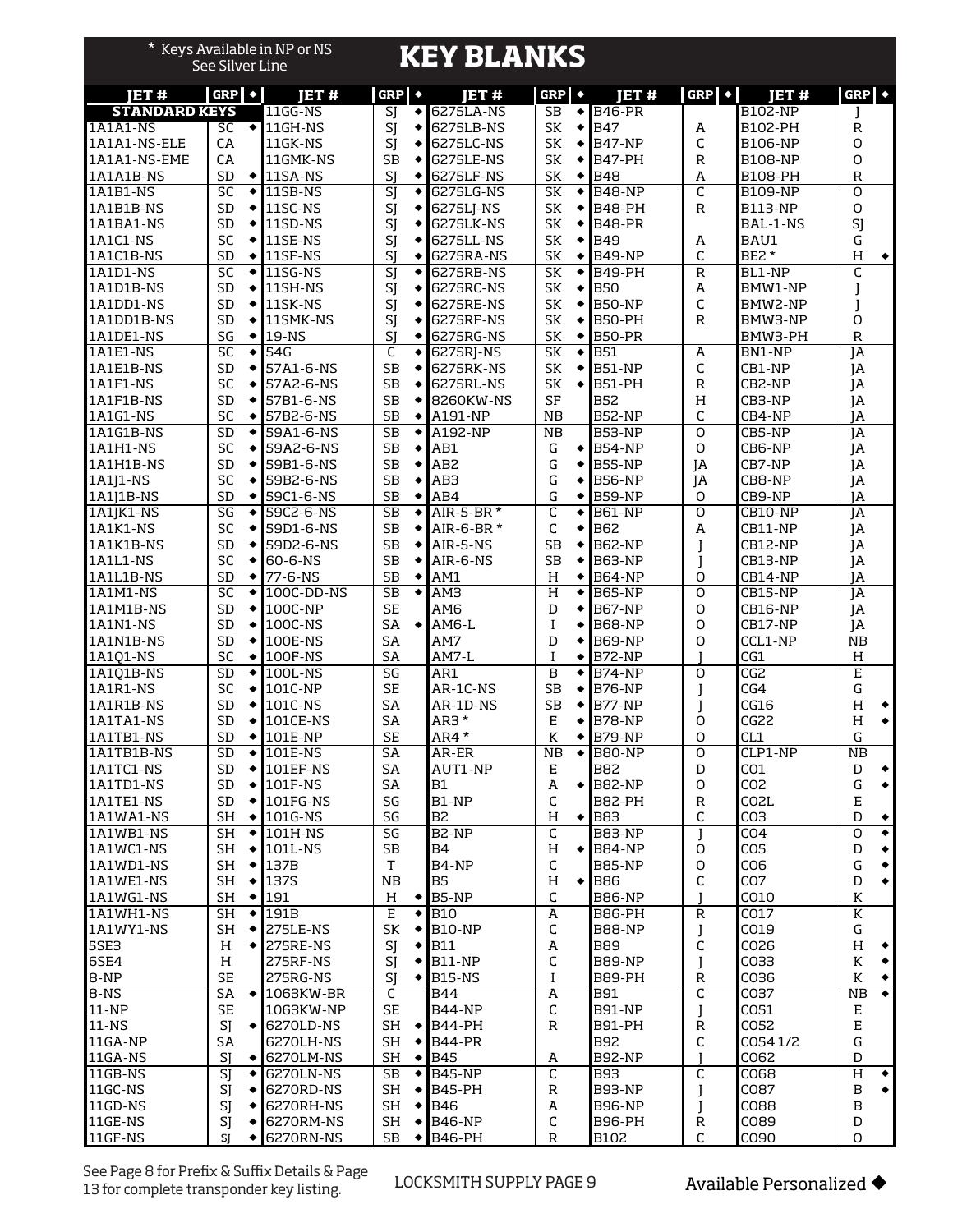# KEY BLANKS

\* Keys Available in NP or NS See Silver Line

| JET # | GRP | ◆ | JET # | GRP | ◆ | JET # | GRP | ◆ | JET # | GRP | ◆ | JET # | GRP | ◆ |
|---|---|---|---|---|---|---|---|---|---|---|---|---|---|---|
| **STANDARD KEYS** | | | 11GG-NS | SJ | ◆ | 6275LA-NS | SB | ◆ | B46-PR | | | B102-NP | J | |
| 1A1A1-NS | SC | ◆ | 11GH-NS | SJ | ◆ | 6275LB-NS | SK | ◆ | B47 | A | | B102-PH | R | |
| 1A1A1-NS-ELE | CA | | 11GK-NS | SJ | ◆ | 6275LC-NS | SK | ◆ | B47-NP | C | | B106-NP | O | |
| 1A1A1-NS-EME | CA | | 11GMK-NS | SB | ◆ | 6275LE-NS | SK | ◆ | B47-PH | R | | B108-NP | O | |
| 1A1A1B-NS | SD | ◆ | 11SA-NS | SJ | ◆ | 6275LF-NS | SK | ◆ | B48 | A | | B108-PH | R | |
| 1A1B1-NS | SC | ◆ | 11SB-NS | SJ | ◆ | 6275LG-NS | SK | ◆ | B48-NP | C | | B109-NP | O | |
| 1A1B1B-NS | SD | ◆ | 11SC-NS | SJ | ◆ | 6275LJ-NS | SK | ◆ | B48-PH | R | | B113-NP | O | |
| 1A1BA1-NS | SD | ◆ | 11SD-NS | SJ | ◆ | 6275LK-NS | SK | ◆ | B48-PR | | | BAL-1-NS | SJ | |
| 1A1C1-NS | SC | ◆ | 11SE-NS | SJ | ◆ | 6275LL-NS | SK | ◆ | B49 | A | | BAU1 | G | |
| 1A1C1B-NS | SD | ◆ | 11SF-NS | SJ | ◆ | 6275RA-NS | SK | ◆ | B49-NP | C | | BE2 * | H | ◆ |
| 1A1D1-NS | SC | ◆ | 11SG-NS | SJ | ◆ | 6275RB-NS | SK | ◆ | B49-PH | R | | BL1-NP | C | |
| 1A1D1B-NS | SD | ◆ | 11SH-NS | SJ | ◆ | 6275RC-NS | SK | ◆ | B50 | A | | BMW1-NP | J | |
| 1A1DD1-NS | SD | ◆ | 11SK-NS | SJ | ◆ | 6275RE-NS | SK | ◆ | B50-NP | C | | BMW2-NP | J | |
| 1A1DD1B-NS | SD | ◆ | 11SMK-NS | SJ | ◆ | 6275RF-NS | SK | ◆ | B50-PH | R | | BMW3-NP | O | |
| 1A1DE1-NS | SG | ◆ | 19-NS | SJ | ◆ | 6275RG-NS | SK | ◆ | B50-PR | | | BMW3-PH | R | |
| 1A1E1-NS | SC | ◆ | 54G | C | ◆ | 6275RJ-NS | SK | ◆ | B51 | A | | BN1-NP | JA | |
| 1A1E1B-NS | SD | ◆ | 57A1-6-NS | SB | ◆ | 6275RK-NS | SK | ◆ | B51-NP | C | | CB1-NP | JA | |
| 1A1F1-NS | SC | ◆ | 57A2-6-NS | SB | ◆ | 6275RL-NS | SK | ◆ | B51-PH | R | | CB2-NP | JA | |
| 1A1F1B-NS | SD | ◆ | 57B1-6-NS | SB | ◆ | 8260KW-NS | SF | | B52 | H | | CB3-NP | JA | |
| 1A1G1-NS | SC | ◆ | 57B2-6-NS | SB | ◆ | A191-NP | NB | | B52-NP | C | | CB4-NP | JA | |
| 1A1G1B-NS | SD | ◆ | 59A1-6-NS | SB | ◆ | A192-NP | NB | | B53-NP | O | | CB5-NP | JA | |
| 1A1H1-NS | SC | ◆ | 59A2-6-NS | SB | ◆ | AB1 | G | ◆ | B54-NP | O | | CB6-NP | JA | |
| 1A1H1B-NS | SD | ◆ | 59B1-6-NS | SB | ◆ | AB2 | G | ◆ | B55-NP | JA | | CB7-NP | JA | |
| 1A1J1-NS | SC | ◆ | 59B2-6-NS | SB | ◆ | AB3 | G | ◆ | B56-NP | JA | | CB8-NP | JA | |
| 1A1J1B-NS | SD | ◆ | 59C1-6-NS | SB | ◆ | AB4 | G | ◆ | B59-NP | O | | CB9-NP | JA | |
| 1A1JK1-NS | SG | ◆ | 59C2-6-NS | SB | ◆ | AIR-5-BR * | C | ◆ | B61-NP | O | | CB10-NP | JA | |
| 1A1K1-NS | SC | ◆ | 59D1-6-NS | SB | ◆ | AIR-6-BR * | C | ◆ | B62 | A | | CB11-NP | JA | |
| 1A1K1B-NS | SD | ◆ | 59D2-6-NS | SB | ◆ | AIR-5-NS | SB | ◆ | B62-NP | J | | CB12-NP | JA | |
| 1A1L1-NS | SC | ◆ | 60-6-NS | SB | ◆ | AIR-6-NS | SB | ◆ | B63-NP | J | | CB13-NP | JA | |
| 1A1L1B-NS | SD | ◆ | 77-6-NS | SB | ◆ | AM1 | H | ◆ | B64-NP | O | | CB14-NP | JA | |
| 1A1M1-NS | SC | ◆ | 100C-DD-NS | SB | ◆ | AM3 | H | ◆ | B65-NP | O | | CB15-NP | JA | |
| 1A1M1B-NS | SD | ◆ | 100C-NP | SE | | AM6 | D | ◆ | B67-NP | O | | CB16-NP | JA | |
| 1A1N1-NS | SD | ◆ | 100C-NS | SA | ◆ | AM6-L | I | ◆ | B68-NP | O | | CB17-NP | JA | |
| 1A1N1B-NS | SD | ◆ | 100E-NS | SA | | AM7 | D | ◆ | B69-NP | O | | CCL1-NP | NB | |
| 1A1Q1-NS | SC | ◆ | 100F-NS | SA | | AM7-L | I | ◆ | B72-NP | J | | CG1 | H | |
| 1A1Q1B-NS | SD | ◆ | 100L-NS | SG | | AR1 | B | ◆ | B74-NP | O | | CG2 | E | |
| 1A1R1-NS | SC | ◆ | 101C-NP | SE | | AR-1C-NS | SB | ◆ | B76-NP | J | | CG4 | G | |
| 1A1R1B-NS | SD | ◆ | 101C-NS | SA | | AR-1D-NS | SB | ◆ | B77-NP | J | | CG16 | H | ◆ |
| 1A1TA1-NS | SD | ◆ | 101CE-NS | SA | | AR3 * | E | ◆ | B78-NP | O | | CG22 | H | ◆ |
| 1A1TB1-NS | SD | ◆ | 101E-NP | SE | | AR4 * | K | ◆ | B79-NP | O | | CL1 | G | |
| 1A1TB1B-NS | SD | ◆ | 101E-NS | SA | | AR-ER | NB | ◆ | B80-NP | O | | CLP1-NP | NB | |
| 1A1TC1-NS | SD | ◆ | 101EF-NS | SA | | AUT1-NP | E | | B82 | D | | CO1 | D | ◆ |
| 1A1TD1-NS | SD | ◆ | 101F-NS | SA | | B1 | A | ◆ | B82-NP | O | | CO2 | G | ◆ |
| 1A1TE1-NS | SD | ◆ | 101FG-NS | SG | | B1-NP | C | | B82-PH | R | | CO2L | E | |
| 1A1WA1-NS | SH | ◆ | 101G-NS | SG | | B2 | H | ◆ | B83 | C | | CO3 | D | ◆ |
| 1A1WB1-NS | SH | ◆ | 101H-NS | SG | | B2-NP | C | | B83-NP | J | | CO4 | O | ◆ |
| 1A1WC1-NS | SH | ◆ | 101L-NS | SB | | B4 | H | ◆ | B84-NP | O | | CO5 | D | ◆ |
| 1A1WD1-NS | SH | ◆ | 137B | T | | B4-NP | C | | B85-NP | O | | CO6 | G | ◆ |
| 1A1WE1-NS | SH | ◆ | 137S | NB | | B5 | H | ◆ | B86 | C | | CO7 | D | ◆ |
| 1A1WG1-NS | SH | ◆ | 191 | H | ◆ | B5-NP | C | | B86-NP | J | | CO10 | K | |
| 1A1WH1-NS | SH | ◆ | 191B | E | ◆ | B10 | A | | B86-PH | R | | CO17 | K | |
| 1A1WY1-NS | SH | ◆ | 275LE-NS | SK | ◆ | B10-NP | C | | B88-NP | J | | CO19 | G | |
| 5SE3 | H | ◆ | 275RE-NS | SJ | ◆ | B11 | A | | B89 | C | | CO26 | H | ◆ |
| 6SE4 | H | | 275RF-NS | SJ | ◆ | B11-NP | C | | B89-NP | J | | CO33 | K | ◆ |
| 8-NP | SE | | 275RG-NS | SJ | ◆ | B15-NS | I | | B89-PH | R | | CO36 | K | ◆ |
| 8-NS | SA | ◆ | 1063KW-BR | C | | B44 | A | | B91 | C | | CO37 | NB | ◆ |
| 11-NP | SE | | 1063KW-NP | SE | | B44-NP | C | | B91-NP | J | | CO51 | E | |
| 11-NS | SJ | ◆ | 6270LD-NS | SH | ◆ | B44-PH | R | | B91-PH | R | | CO52 | E | |
| 11GA-NP | SA | | 6270LH-NS | SH | ◆ | B44-PR | | | B92 | C | | CO54 1/2 | G | |
| 11GA-NS | SJ | ◆ | 6270LM-NS | SH | ◆ | B45 | A | | B92-NP | J | | CO62 | D | |
| 11GB-NS | SJ | ◆ | 6270LN-NS | SB | ◆ | B45-NP | C | | B93 | C | | CO68 | H | ◆ |
| 11GC-NS | SJ | ◆ | 6270RD-NS | SH | ◆ | B45-PH | R | | B93-NP | J | | CO87 | B | ◆ |
| 11GD-NS | SJ | ◆ | 6270RH-NS | SH | ◆ | B46 | A | | B96-NP | J | | CO88 | B | |
| 11GE-NS | SJ | ◆ | 6270RM-NS | SH | ◆ | B46-NP | C | | B96-PH | R | | CO89 | D | |
| 11GF-NS | SJ | ◆ | 6270RN-NS | SB | ◆ | B46-PH | R | | B102 | C | | CO90 | O | |

See Page 8 for Prefix & Suffix Details & Page 13 for complete transponder key listing.

LOCKSMITH SUPPLY

Available Personalized ◆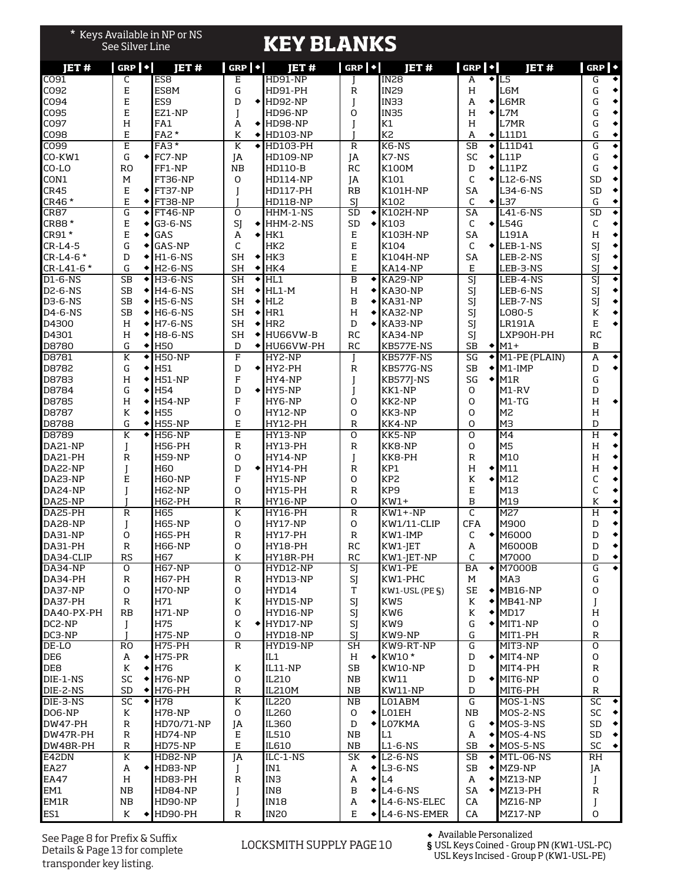\* Keys Available in NP or NS See Silver Line

# KEY BLANKS

| JET # | GRP | ◆ | JET # | GRP | ◆ | JET # | GRP | ◆ | JET # | GRP | ◆ | JET # | GRP | ◆ |
|---|---|---|---|---|---|---|---|---|---|---|---|---|---|---|
| CO91 | C | | ES8 | E | | HD91-NP | J | | IN28 | A | ◆ | L5 | G | ◆ |
| CO92 | E | | ES8M | G | | HD91-PH | R | | IN29 | H | | L6M | G | ◆ |
| CO94 | E | | ES9 | D | ◆ | HD92-NP | J | | IN33 | A | ◆ | L6MR | G | ◆ |
| CO95 | E | | EZ1-NP | J | | HD96-NP | O | | IN35 | H | ◆ | L7M | G | ◆ |
| CO97 | H | | FA1 | A | ◆ | HD98-NP | J | | K1 | H | | L7MR | G | ◆ |
| CO98 | E | | FA2 * | K | ◆ | HD103-NP | J | | K2 | A | ◆ | L11D1 | G | ◆ |
| CO99 | E | | FA3 * | K | ◆ | HD103-PH | R | | K6-NS | SB | ◆ | L11D41 | G | ◆ |
| CO-KW1 | G | ◆ | FC7-NP | JA | | HD109-NP | JA | | K7-NS | SC | ◆ | L11P | G | ◆ |
| CO-LO | RO | | FF1-NP | NB | | HD110-B | RC | | K100M | D | ◆ | L11PZ | G | ◆ |
| CON1 | M | | FT36-NP | O | | HD114-NP | JA | | K101 | C | ◆ | L12-6-NS | SD | ◆ |
| CR45 | E | ◆ | FT37-NP | J | | HD117-PH | RB | | K101H-NP | SA | | L34-6-NS | SD | ◆ |
| CR46 * | E | ◆ | FT38-NP | J | | HD118-NP | SJ | | K102 | C | ◆ | L37 | G | ◆ |
| CR87 | G | ◆ | FT46-NP | O | | HHM-1-NS | SD | ◆ | K102H-NP | SA | | L41-6-NS | SD | ◆ |
| CR88 * | E | ◆ | G3-6-NS | SJ | ◆ | HHM-2-NS | SD | ◆ | K103 | C | ◆ | L54G | C | ◆ |
| CR91 * | E | ◆ | GAS | A | ◆ | HK1 | E | | K103H-NP | SA | | L191A | H | ◆ |
| CR-L4-5 | G | ◆ | GAS-NP | C | | HK2 | E | | K104 | C | ◆ | LEB-1-NS | SJ | ◆ |
| CR-L4-6 * | D | ◆ | H1-6-NS | SH | ◆ | HK3 | E | | K104H-NP | SA | | LEB-2-NS | SJ | ◆ |
| CR-L41-6 * | G | ◆ | H2-6-NS | SH | ◆ | HK4 | E | | KA14-NP | E | | LEB-3-NS | SJ | ◆ |
| D1-6-NS | SB | ◆ | H3-6-NS | SH | ◆ | HL1 | B | ◆ | KA29-NP | SJ | | LEB-4-NS | SJ | ◆ |
| D2-6-NS | SB | ◆ | H4-6-NS | SH | ◆ | HL1-M | H | ◆ | KA30-NP | SJ | | LEB-6-NS | SJ | ◆ |
| D3-6-NS | SB | ◆ | H5-6-NS | SH | ◆ | HL2 | B | ◆ | KA31-NP | SJ | | LEB-7-NS | SJ | ◆ |
| D4-6-NS | SB | ◆ | H6-6-NS | SH | ◆ | HR1 | H | ◆ | KA32-NP | SJ | | LO80-5 | K | ◆ |
| D4300 | H | ◆ | H7-6-NS | SH | ◆ | HR2 | D | ◆ | KA33-NP | SJ | | LR191A | E | ◆ |
| D4301 | H | ◆ | H8-6-NS | SH | ◆ | HU66VW-B | RC | | KA34-NP | SJ | | LXP90H-PH | RC | |
| D8780 | G | ◆ | H50 | D | ◆ | HU66VW-PH | RC | | KB577E-NS | SB | ◆ | M1+ | B | |
| D8781 | K | ◆ | H50-NP | F | | HY2-NP | J | | KB577F-NS | SG | ◆ | M1-PE (PLAIN) | A | ◆ |
| D8782 | G | ◆ | H51 | D | ◆ | HY2-PH | R | | KB577G-NS | SB | ◆ | M1-IMP | D | ◆ |
| D8783 | H | ◆ | H51-NP | F | | HY4-NP | J | | KB577J-NS | SG | ◆ | M1R | G | |
| D8784 | G | ◆ | H54 | D | ◆ | HY5-NP | J | | KK1-NP | O | | M1-RV | D | |
| D8785 | H | ◆ | H54-NP | F | | HY6-NP | O | | KK2-NP | O | | M1-TG | H | ◆ |
| D8787 | K | ◆ | H55 | O | | HY12-NP | O | | KK3-NP | O | | M2 | H | |
| D8788 | G | ◆ | H55-NP | E | | HY12-PH | R | | KK4-NP | O | | M3 | D | |
| D8789 | K | ◆ | H56-NP | E | | HY13-NP | O | | KK5-NP | O | | M4 | H | ◆ |
| DA21-NP | J | | H56-PH | R | | HY13-PH | R | | KK8-NP | O | | M5 | H | ◆ |
| DA21-PH | R | | H59-NP | O | | HY14-NP | J | | KK8-PH | R | | M10 | H | ◆ |
| DA22-NP | J | | H60 | D | ◆ | HY14-PH | R | | KP1 | H | ◆ | M11 | H | ◆ |
| DA23-NP | E | | H60-NP | F | | HY15-NP | O | | KP2 | K | ◆ | M12 | C | ◆ |
| DA24-NP | J | | H62-NP | O | | HY15-PH | R | | KP9 | E | | M13 | C | ◆ |
| DA25-NP | J | | H62-PH | R | | HY16-NP | O | | KW1+ | B | | M19 | K | ◆ |
| DA25-PH | R | | H65 | K | | HY16-PH | R | | KW1+-NP | C | | M27 | H | ◆ |
| DA28-NP | J | | H65-NP | O | | HY17-NP | O | | KW1/11-CLIP | CFA | | M900 | D | ◆ |
| DA31-NP | O | | H65-PH | R | | HY17-PH | R | | KW1-IMP | C | ◆ | M6000 | D | ◆ |
| DA31-PH | R | | H66-NP | O | | HY18-PH | RC | | KW1-JET | A | | M6000B | D | ◆ |
| DA34-CLIP | RS | | H67 | K | | HY18R-PH | RC | | KW1-JET-NP | C | | M7000 | D | ◆ |
| DA34-NP | O | | H67-NP | O | | HYD12-NP | SJ | | KW1-PE | BA | ◆ | M7000B | G | ◆ |
| DA34-PH | R | | H67-PH | R | | HYD13-NP | SJ | | KW1-PHC | M | | MA3 | G | |
| DA37-NP | O | | H70-NP | O | | HYD14 | T | | KW1-USL (PE §) | SE | ◆ | MB16-NP | O | |
| DA37-PH | R | | H71 | K | | HYD15-NP | SJ | | KW5 | K | ◆ | MB41-NP | J | |
| DA40-PX-PH | RB | | H71-NP | O | | HYD16-NP | SJ | | KW6 | K | ◆ | MD17 | H | |
| DC2-NP | J | | H75 | K | ◆ | HYD17-NP | SJ | | KW9 | G | ◆ | MIT1-NP | O | |
| DC3-NP | J | | H75-NP | O | | HYD18-NP | SJ | | KW9-NP | G | | MIT1-PH | R | |
| DE-LO | RO | | H75-PH | R | | HYD19-NP | SH | | KW9-RT-NP | G | | MIT3-NP | O | |
| DE6 | A | ◆ | H75-PR | | | IL1 | H | ◆ | KW10 * | D | ◆ | MIT4-NP | O | |
| DE8 | K | ◆ | H76 | K | | IL11-NP | SB | | KW10-NP | D | | MIT4-PH | R | |
| DIE-1-NS | SC | ◆ | H76-NP | O | | IL210 | NB | | KW11 | D | ◆ | MIT6-NP | O | |
| DIE-2-NS | SD | ◆ | H76-PH | R | | IL210M | NB | | KW11-NP | D | | MIT6-PH | R | |
| DIE-3-NS | SC | ◆ | H78 | K | | IL220 | NB | | L01ABM | G | | MOS-1-NS | SC | ◆ |
| DO6-NP | K | | H78-NP | O | | IL260 | O | ◆ | L01EH | NB | | MOS-2-NS | SC | ◆ |
| DW47-PH | R | | HD70/71-NP | JA | | IL360 | D | ◆ | L07KMA | G | ◆ | MOS-3-NS | SD | ◆ |
| DW47R-PH | R | | HD74-NP | E | | IL510 | NB | | L1 | A | ◆ | MOS-4-NS | SD | ◆ |
| DW48R-PH | R | | HD75-NP | E | | IL610 | NB | | L1-6-NS | SB | ◆ | MOS-5-NS | SC | ◆ |
| E42DN | K | | HD82-NP | JA | | ILC-1-NS | SK | ◆ | L2-6-NS | SB | ◆ | MTL-06-NS | RH | |
| EA27 | A | ◆ | HD83-NP | J | | IN1 | A | ◆ | L3-6-NS | SB | ◆ | MZ9-NP | JA | |
| EA47 | H | | HD83-PH | R | | IN3 | A | ◆ | L4 | A | ◆ | MZ13-NP | J | |
| EM1 | NB | | HD84-NP | J | | IN8 | B | ◆ | L4-6-NS | SA | ◆ | MZ13-PH | R | |
| EM1R | NB | | HD90-NP | J | | IN18 | A | ◆ | L4-6-NS-ELEC | CA | | MZ16-NP | J | |
| ES1 | K | ◆ | HD90-PH | R | | IN20 | E | ◆ | L4-6-NS-EMER | CA | | MZ17-NP | O | |

See Page 8 for Prefix & Suffix Details & Page 13 for complete transponder key listing.

LOCKSMITH SUPPLY PAGE 10

◆ Available Personalized
§ USL Keys Coined - Group PN (KW1-USL-PC)
USL Keys Incised - Group P (KW1-USL-PE)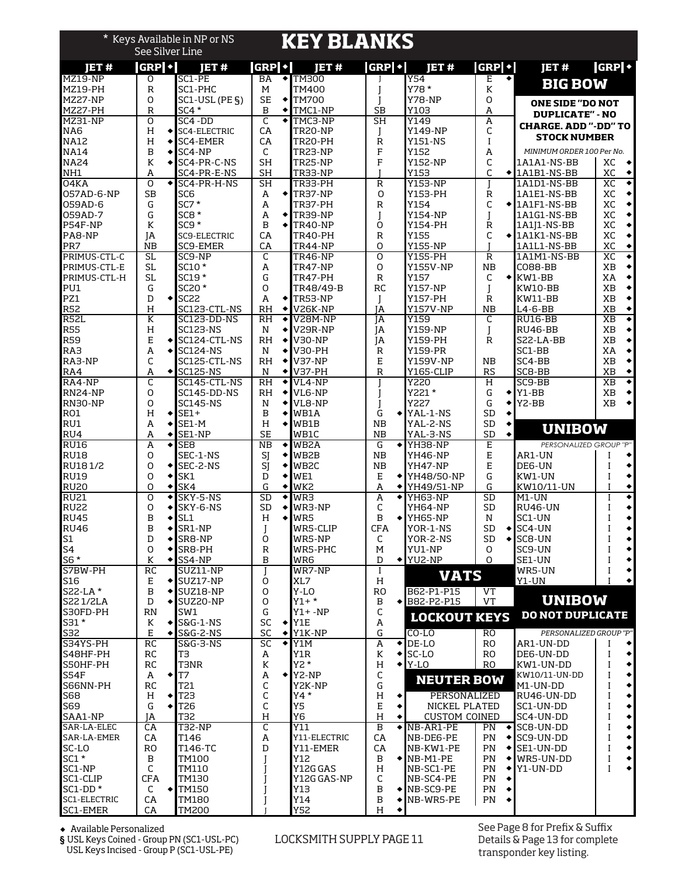# KEY BLANKS

\* Keys Available in NP or NS
See Silver Line

| JET # | GRP | ◆ |
|---|---|---|
| MZ19-NP | O | |
| MZ19-PH | R | |
| MZ27-NP | O | |
| MZ27-PH | R | |
| MZ31-NP | O | |
| NA6 | H | ◆ |
| NA12 | H | ◆ |
| NA14 | B | ◆ |
| NA24 | K | ◆ |
| NH1 | A | |
| O4KA | O | ◆ |
| O57AD-6-NP | SB | |
| O59AD-6 | G | |
| O59AD-7 | G | |
| P54F-NP | K | |
| PA8-NP | JA | |
| PR7 | NB | |
| PRIMUS-CTL-C | SL | |
| PRIMUS-CTL-E | SL | |
| PRIMUS-CTL-H | SL | |
| PU1 | G | |
| PZ1 | D | ◆ |
| R52 | H | |
| R52L | K | |
| R55 | H | |
| R59 | E | ◆ |
| RA3 | A | ◆ |
| RA3-NP | C | |
| RA4 | A | ◆ |
| RA4-NP | C | |
| RN24-NP | O | |
| RN30-NP | O | |
| RO1 | H | ◆ |
| RU1 | A | ◆ |
| RU4 | A | ◆ |
| RU16 | A | ◆ |
| RU18 | O | |
| RU18 1/2 | O | ◆ |
| RU19 | O | ◆ |
| RU20 | O | ◆ |
| RU21 | O | ◆ |
| RU22 | O | ◆ |
| RU45 | B | ◆ |
| RU46 | B | ◆ |
| S1 | D | ◆ |
| S4 | O | ◆ |
| S6 * | K | ◆ |
| S7BW-PH | RC | |
| S16 | E | ◆ |
| S22-LA * | B | ◆ |
| S22 1/2LA | D | ◆ |
| S30FD-PH | RN | |
| S31 * | K | ◆ |
| S32 | E | ◆ |
| S34YS-PH | RC | |
| S48HF-PH | RC | |
| S50HF-PH | RC | |
| S54F | A | ◆ |
| S66NN-PH | RC | |
| S68 | H | ◆ |
| S69 | G | ◆ |
| SAA1-NP | JA | |
| SAR-LA-ELEC | CA | |
| SAR-LA-EMER | CA | |
| SC-LO | RO | |
| SC1 * | B | |
| SC1-NP | C | |
| SC1-CLIP | CFA | |
| SC1-DD * | C | ◆ |
| SC1-ELECTRIC | CA | |
| SC1-EMER | CA | |
| SC1-PE | BA | ◆ |
| SC1-PHC | M | |
| SC1-USL (PE §) | SE | ◆ |
| SC4 * | B | ◆ |
| SC4 -DD | C | ◆ |
| SC4-ELECTRIC | CA | |
| SC4-EMER | CA | |
| SC4-NP | C | |
| SC4-PR-C-NS | SH | |
| SC4-PR-E-NS | SH | |
| SC4-PR-H-NS | SH | |
| SC6 | A | ◆ |
| SC7 * | A | |
| SC8 * | A | ◆ |
| SC9 * | B | ◆ |
| SC9-ELECTRIC | CA | |
| SC9-EMER | CA | |
| SC9-NP | C | |
| SC10 * | A | |
| SC19 * | G | |
| SC20 * | O | |
| SC22 | A | ◆ |
| SC123-CTL-NS | RH | ◆ |
| SC123-DD-NS | RH | ◆ |
| SC123-NS | N | ◆ |
| SC124-CTL-NS | RH | ◆ |
| SC124-NS | N | ◆ |
| SC125-CTL-NS | RH | ◆ |
| SC125-NS | N | ◆ |
| SC145-CTL-NS | RH | ◆ |
| SC145-DD-NS | RH | ◆ |
| SC145-NS | N | ◆ |
| SE1+ | B | ◆ |
| SE1-M | H | ◆ |
| SE1-NP | SE | |
| SE8 | NB | ◆ |
| SEC-1-NS | SJ | ◆ |
| SEC-2-NS | SJ | ◆ |
| SK1 | D | ◆ |
| SK4 | G | ◆ |
| SKY-5-NS | SD | ◆ |
| SKY-6-NS | SD | ◆ |
| SL1 | H | ◆ |
| SR1-NP | J | |
| SR8-NP | O | |
| SR8-PH | R | |
| SS4-NP | B | |
| SUZ11-NP | J | |
| SUZ17-NP | O | |
| SUZ18-NP | O | |
| SUZ20-NP | O | |
| SW1 | G | |
| S&G-1-NS | SC | ◆ |
| S&G-2-NS | SC | ◆ |
| S&G-3-NS | SC | ◆ |
| T3 | A | |
| T3NR | K | |
| T7 | A | ◆ |
| T21 | C | |
| T23 | C | |
| T26 | C | |
| T32 | H | |
| T32-NP | C | |
| T146 | A | |
| T146-TC | D | |
| TM100 | J | |
| TM110 | J | |
| TM130 | J | |
| TM150 | J | |
| TM180 | J | |
| TM200 | J | |
| TM300 | J | |
| TM400 | J | |
| TM700 | J | |
| TMC1-NP | SB | |
| TMC3-NP | SH | |
| TR20-NP | J | |
| TR20-PH | R | |
| TR23-NP | F | |
| TR25-NP | F | |
| TR33-NP | J | |
| TR33-PH | R | |
| TR37-NP | O | |
| TR37-PH | R | |
| TR39-NP | J | |
| TR40-NP | O | |
| TR40-PH | R | |
| TR44-NP | O | |
| TR46-NP | O | |
| TR47-NP | O | |
| TR47-PH | R | |
| TR48/49-B | RC | |
| TR53-NP | J | |
| V26K-NP | JA | |
| V28M-NP | JA | |
| V29R-NP | JA | |
| V30-NP | JA | |
| V30-PH | R | |
| V37-NP | E | |
| V37-PH | R | |
| VL4-NP | J | |
| VL6-NP | J | |
| VL8-NP | J | |
| WB1A | G | ◆ |
| WB1B | NB | |
| WB1C | NB | |
| WB2A | G | ◆ |
| WB2B | NB | |
| WB2C | NB | |
| WE1 | E | ◆ |
| WK2 | A | ◆ |
| WR3 | A | ◆ |
| WR3-NP | C | |
| WR5 | B | ◆ |
| WR5-CLIP | CFA | |
| WR5-NP | C | |
| WR5-PHC | M | |
| WR6 | D | ◆ |
| WR7-NP | I | |
| XL7 | H | |
| Y-LO | RO | |
| Y1+ * | B | ◆ |
| Y1+ -NP | C | |
| Y1E | A | |
| Y1K-NP | G | |
| Y1M | A | ◆ |
| Y1R | K | ◆ |
| Y2 * | H | ◆ |
| Y2-NP | C | |
| Y2K-NP | G | |
| Y4 * | H | ◆ |
| Y5 | E | ◆ |
| Y6 | H | ◆ |
| Y11 | B | ◆ |
| Y11-ELECTRIC | CA | |
| Y11-EMER | CA | |
| Y12 | B | ◆ |
| Y12G GAS | H | |
| Y12G GAS-NP | C | |
| Y13 | B | ◆ |
| Y14 | B | ◆ |
| Y52 | H | ◆ |
| Y54 | E | ◆ |
| Y78 * | K | |
| Y78-NP | O | |
| Y103 | A | |
| Y149 | A | |
| Y149-NP | C | |
| Y151-NS | I | |
| Y152 | A | |
| Y152-NP | C | |
| Y153 | C | ◆ |
| Y153-NP | J | |
| Y153-PH | R | |
| Y154 | C | ◆ |
| Y154-NP | J | |
| Y154-PH | R | |
| Y155 | C | ◆ |
| Y155-NP | J | |
| Y155-PH | R | |
| Y155V-NP | NB | |
| Y157 | C | ◆ |
| Y157-NP | J | |
| Y157-PH | R | |
| Y157V-NP | NB | |
| Y159 | C | |
| Y159-NP | J | |
| Y159-PH | R | |
| Y159-PR | | |
| Y159V-NP | NB | |
| Y165-CLIP | RS | |
| Y220 | H | |
| Y221 * | G | ◆ |
| Y227 | G | ◆ |
| YAL-1-NS | SD | ◆ |
| YAL-2-NS | SD | ◆ |
| YAL-3-NS | SD | ◆ |
| YH38-NP | E | |
| YH46-NP | E | |
| YH47-NP | E | |
| YH48/50-NP | G | |
| YH49/51-NP | G | |
| YH63-NP | SD | |
| YH64-NP | SD | |
| YH65-NP | N | |
| YOR-1-NS | SD | ◆ |
| YOR-2-NS | SD | ◆ |
| YU1-NP | O | |
| YU2-NP | O | |

## VATS

| JET # | GRP | ◆ |
|---|---|---|
| B62-P1-P15 | VT | |
| B82-P2-P15 | VT | |

## LOCKOUT KEYS

| JET # | GRP | ◆ |
|---|---|---|
| CO-LO | RO | |
| DE-LO | RO | |
| SC-LO | RO | |
| Y-LO | RO | |

## NEUTER BOW

PERSONALIZED
NICKEL PLATED
CUSTOM COINED

| JET # | GRP | ◆ |
|---|---|---|
| NB-AR1-PE | PN | ◆ |
| NB-DE6-PE | PN | ◆ |
| NB-KW1-PE | PN | ◆ |
| NB-M1-PE | PN | ◆ |
| NB-SC1-PE | PN | ◆ |
| NB-SC4-PE | PN | ◆ |
| NB-SC9-PE | PN | ◆ |
| NB-WR5-PE | PN | ◆ |

## BIG BOW

**ONE SIDE "DO NOT DUPLICATE" - NO CHARGE. ADD "-DD" TO STOCK NUMBER**

*MINIMUM ORDER 100 Per No.*

| JET # | GRP | ◆ |
|---|---|---|
| 1A1A1-NS-BB | XC | ◆ |
| 1A1B1-NS-BB | XC | ◆ |
| 1A1D1-NS-BB | XC | ◆ |
| 1A1E1-NS-BB | XC | ◆ |
| 1A1F1-NS-BB | XC | ◆ |
| 1A1G1-NS-BB | XC | ◆ |
| 1A1J1-NS-BB | XC | ◆ |
| 1A1K1-NS-BB | XC | ◆ |
| 1A1L1-NS-BB | XC | ◆ |
| 1A1M1-NS-BB | XC | ◆ |
| CO88-BB | XB | ◆ |
| KW1-BB | XA | ◆ |
| KW10-BB | XB | ◆ |
| KW11-BB | XB | ◆ |
| L4-6-BB | XB | ◆ |
| RU16-BB | XB | ◆ |
| RU46-BB | XB | ◆ |
| S22-LA-BB | XB | ◆ |
| SC1-BB | XA | ◆ |
| SC4-BB | XB | ◆ |
| SC8-BB | XB | ◆ |
| SC9-BB | XB | ◆ |
| Y1-BB | XB | ◆ |
| Y2-BB | XB | ◆ |

## UNIBOW

*PERSONALIZED GROUP "P"*

| JET # | GRP | ◆ |
|---|---|---|
| AR1-UN | I | ◆ |
| DE6-UN | I | ◆ |
| KW1-UN | I | ◆ |
| KW10/11-UN | I | ◆ |
| M1-UN | I | ◆ |
| RU46-UN | I | ◆ |
| SC1-UN | I | ◆ |
| SC4-UN | I | ◆ |
| SC8-UN | I | ◆ |
| SC9-UN | I | ◆ |
| SE1-UN | I | ◆ |
| WR5-UN | I | ◆ |
| Y1-UN | I | ◆ |

## UNIBOW DO NOT DUPLICATE

*PERSONALIZED GROUP "P"*

| JET # | GRP | ◆ |
|---|---|---|
| AR1-UN-DD | I | ◆ |
| DE6-UN-DD | I | ◆ |
| KW1-UN-DD | I | ◆ |
| KW10/11-UN-DD | I | ◆ |
| M1-UN-DD | I | ◆ |
| RU46-UN-DD | I | ◆ |
| SC1-UN-DD | I | ◆ |
| SC4-UN-DD | I | ◆ |
| SC8-UN-DD | I | ◆ |
| SC9-UN-DD | I | ◆ |
| SE1-UN-DD | I | ◆ |
| WR5-UN-DD | I | ◆ |
| Y1-UN-DD | I | ◆ |

◆ Available Personalized

§ USL Keys Coined - Group PN (SC1-USL-PC)
USL Keys Incised - Group P (SC1-USL-PE)

See Page 8 for Prefix & Suffix Details & Page 13 for complete transponder key listing.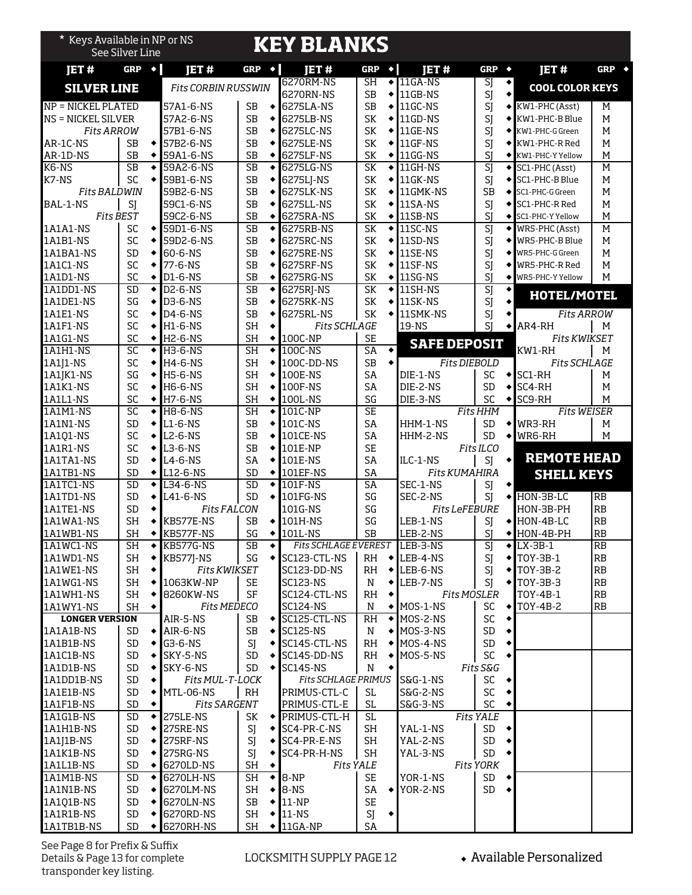# KEY BLANKS

\* Keys Available in NP or NS See Silver Line

| JET # | GRP | ◆ |
|---|---|---|
| **SILVER LINE** | | |
| NP = NICKEL PLATED | | |
| NS = NICKEL SILVER | | |
| *Fits ARROW* | | |
| AR-1C-NS | SB | ◆ |
| AR-1D-NS | SB | ◆ |
| K6-NS | SB | ◆ |
| K7-NS | SC | ◆ |
| *Fits BALDWIN* | | |
| BAL-1-NS | SJ | |
| *Fits BEST* | | |
| 1A1A1-NS | SC | ◆ |
| 1A1B1-NS | SC | ◆ |
| 1A1BA1-NS | SD | ◆ |
| 1A1C1-NS | SC | ◆ |
| 1A1D1-NS | SC | ◆ |
| 1A1DD1-NS | SD | ◆ |
| 1A1DE1-NS | SG | ◆ |
| 1A1E1-NS | SC | ◆ |
| 1A1F1-NS | SC | ◆ |
| 1A1G1-NS | SC | ◆ |
| 1A1H1-NS | SC | ◆ |
| 1A1J1-NS | SC | ◆ |
| 1A1JK1-NS | SG | ◆ |
| 1A1K1-NS | SC | ◆ |
| 1A1L1-NS | SC | ◆ |
| 1A1M1-NS | SC | ◆ |
| 1A1N1-NS | SD | ◆ |
| 1A1Q1-NS | SC | ◆ |
| 1A1R1-NS | SC | ◆ |
| 1A1TA1-NS | SD | ◆ |
| 1A1TB1-NS | SD | ◆ |
| 1A1TC1-NS | SD | ◆ |
| 1A1TD1-NS | SD | ◆ |
| 1A1TE1-NS | SD | ◆ |
| 1A1WA1-NS | SH | ◆ |
| 1A1WB1-NS | SH | ◆ |
| 1A1WC1-NS | SH | ◆ |
| 1A1WD1-NS | SH | ◆ |
| 1A1WE1-NS | SH | ◆ |
| 1A1WG1-NS | SH | ◆ |
| 1A1WH1-NS | SH | ◆ |
| 1A1WY1-NS | SH | ◆ |
| **LONGER VERSION** | | |
| 1A1A1B-NS | SD | ◆ |
| 1A1B1B-NS | SD | ◆ |
| 1A1C1B-NS | SD | ◆ |
| 1A1D1B-NS | SD | ◆ |
| 1A1DD1B-NS | SD | ◆ |
| 1A1E1B-NS | SD | ◆ |
| 1A1F1B-NS | SD | ◆ |
| 1A1G1B-NS | SD | ◆ |
| 1A1H1B-NS | SD | ◆ |
| 1A1J1B-NS | SD | ◆ |
| 1A1K1B-NS | SD | ◆ |
| 1A1L1B-NS | SD | ◆ |
| 1A1M1B-NS | SD | ◆ |
| 1A1N1B-NS | SD | ◆ |
| 1A1Q1B-NS | SD | ◆ |
| 1A1R1B-NS | SD | ◆ |
| 1A1TB1B-NS | SD | ◆ |

| JET # | GRP | ◆ |
|---|---|---|
| *Fits CORBIN RUSSWIN* | | |
| 57A1-6-NS | SB | ◆ |
| 57A2-6-NS | SB | ◆ |
| 57B1-6-NS | SB | ◆ |
| 57B2-6-NS | SB | ◆ |
| 59A1-6-NS | SB | ◆ |
| 59A2-6-NS | SB | ◆ |
| 59B1-6-NS | SB | ◆ |
| 59B2-6-NS | SB | ◆ |
| 59C1-6-NS | SB | ◆ |
| 59C2-6-NS | SB | ◆ |
| 59D1-6-NS | SB | ◆ |
| 59D2-6-NS | SB | ◆ |
| 60-6-NS | SB | ◆ |
| 77-6-NS | SB | ◆ |
| D1-6-NS | SB | ◆ |
| D2-6-NS | SB | ◆ |
| D3-6-NS | SB | ◆ |
| D4-6-NS | SB | ◆ |
| H1-6-NS | SH | ◆ |
| H2-6-NS | SH | ◆ |
| H3-6-NS | SH | ◆ |
| H4-6-NS | SH | ◆ |
| H5-6-NS | SH | ◆ |
| H6-6-NS | SH | ◆ |
| H7-6-NS | SH | ◆ |
| H8-6-NS | SH | ◆ |
| L1-6-NS | SB | ◆ |
| L2-6-NS | SB | ◆ |
| L3-6-NS | SB | ◆ |
| L4-6-NS | SA | ◆ |
| L12-6-NS | SD | ◆ |
| L34-6-NS | SD | ◆ |
| L41-6-NS | SD | ◆ |
| *Fits FALCON* | | |
| KB577E-NS | SB | ◆ |
| KB577F-NS | SG | ◆ |
| KB577G-NS | SB | ◆ |
| KB577J-NS | SG | ◆ |
| *Fits KWIKSET* | | |
| 1063KW-NP | SE | |
| 8260KW-NS | SF | |
| *Fits MEDECO* | | |
| AIR-5-NS | SB | ◆ |
| AIR-6-NS | SB | ◆ |
| G3-6-NS | SJ | ◆ |
| SKY-5-NS | SD | ◆ |
| SKY-6-NS | SD | ◆ |
| *Fits MUL-T-LOCK* | | |
| MTL-06-NS | RH | |
| *Fits SARGENT* | | |
| 275LE-NS | SK | ◆ |
| 275RE-NS | SJ | ◆ |
| 275RF-NS | SJ | ◆ |
| 275RG-NS | SJ | ◆ |
| 6270LD-NS | SH | ◆ |
| 6270LH-NS | SH | ◆ |
| 6270LM-NS | SH | ◆ |
| 6270LN-NS | SB | ◆ |
| 6270RD-NS | SH | ◆ |
| 6270RH-NS | SH | ◆ |

| JET # | GRP | ◆ |
|---|---|---|
| 6270RM-NS | SH | ◆ |
| 6270RN-NS | SB | ◆ |
| 6275LA-NS | SB | ◆ |
| 6275LB-NS | SK | ◆ |
| 6275LC-NS | SK | ◆ |
| 6275LE-NS | SK | ◆ |
| 6275LF-NS | SK | ◆ |
| 6275LG-NS | SK | ◆ |
| 6275LJ-NS | SK | ◆ |
| 6275LK-NS | SK | ◆ |
| 6275LL-NS | SK | ◆ |
| 6275RA-NS | SK | ◆ |
| 6275RB-NS | SK | ◆ |
| 6275RC-NS | SK | ◆ |
| 6275RE-NS | SK | ◆ |
| 6275RF-NS | SK | ◆ |
| 6275RG-NS | SK | ◆ |
| 6275RJ-NS | SK | ◆ |
| 6275RK-NS | SK | ◆ |
| 6275RL-NS | SK | ◆ |
| *Fits SCHLAGE* | | |
| 100C-NP | SE | |
| 100C-NS | SA | ◆ |
| 100C-DD-NS | SB | ◆ |
| 100E-NS | SA | |
| 100F-NS | SA | |
| 100L-NS | SG | |
| 101C-NP | SE | |
| 101C-NS | SA | |
| 101CE-NS | SA | |
| 101E-NP | SE | |
| 101E-NS | SA | |
| 101EF-NS | SA | |
| 101F-NS | SA | |
| 101FG-NS | SG | |
| 101G-NS | SG | |
| 101H-NS | SG | |
| 101L-NS | SB | |
| *Fits SCHLAGE EVEREST* | | |
| SC123-CTL-NS | RH | ◆ |
| SC123-DD-NS | RH | ◆ |
| SC123-NS | N | ◆ |
| SC124-CTL-NS | RH | ◆ |
| SC124-NS | N | ◆ |
| SC125-CTL-NS | RH | ◆ |
| SC125-NS | N | ◆ |
| SC145-CTL-NS | RH | ◆ |
| SC145-DD-NS | RH | ◆ |
| SC145-NS | N | ◆ |
| *Fits SCHLAGE PRIMUS* | | |
| PRIMUS-CTL-C | SL | |
| PRIMUS-CTL-E | SL | |
| PRIMUS-CTL-H | SL | |
| SC4-PR-C-NS | SH | |
| SC4-PR-E-NS | SH | |
| SC4-PR-H-NS | SH | |
| *Fits YALE* | | |
| 8-NP | SE | |
| 8-NS | SA | ◆ |
| 11-NP | SE | |
| 11-NS | SJ | ◆ |
| 11GA-NP | SA | |

| JET # | GRP | ◆ |
|---|---|---|
| 11GA-NS | SJ | ◆ |
| 11GB-NS | SJ | ◆ |
| 11GC-NS | SJ | ◆ |
| 11GD-NS | SJ | ◆ |
| 11GE-NS | SJ | ◆ |
| 11GF-NS | SJ | ◆ |
| 11GG-NS | SJ | ◆ |
| 11GH-NS | SJ | ◆ |
| 11GK-NS | SJ | ◆ |
| 11GMK-NS | SB | ◆ |
| 11SA-NS | SJ | ◆ |
| 11SB-NS | SJ | ◆ |
| 11SC-NS | SJ | ◆ |
| 11SD-NS | SJ | ◆ |
| 11SE-NS | SJ | ◆ |
| 11SF-NS | SJ | ◆ |
| 11SG-NS | SJ | ◆ |
| 11SH-NS | SJ | ◆ |
| 11SK-NS | SJ | ◆ |
| 11SMK-NS | SJ | ◆ |
| 19-NS | SJ | ◆ |
| **SAFE DEPOSIT** | | |
| *Fits DIEBOLD* | | |
| DIE-1-NS | SC | ◆ |
| DIE-2-NS | SD | ◆ |
| DIE-3-NS | SC | ◆ |
| *Fits HHM* | | |
| HHM-1-NS | SD | ◆ |
| HHM-2-NS | SD | ◆ |
| *Fits ILCO* | | |
| ILC-1-NS | SJ | ◆ |
| *Fits KUMAHIRA* | | |
| SEC-1-NS | SJ | ◆ |
| SEC-2-NS | SJ | ◆ |
| *Fits LeFEBURE* | | |
| LEB-1-NS | SJ | ◆ |
| LEB-2-NS | SJ | ◆ |
| LEB-3-NS | SJ | ◆ |
| LEB-4-NS | SJ | ◆ |
| LEB-6-NS | SJ | ◆ |
| LEB-7-NS | SJ | ◆ |
| *Fits MOSLER* | | |
| MOS-1-NS | SC | ◆ |
| MOS-2-NS | SC | ◆ |
| MOS-3-NS | SD | ◆ |
| MOS-4-NS | SD | ◆ |
| MOS-5-NS | SC | ◆ |
| *Fits S&G* | | |
| S&G-1-NS | SC | ◆ |
| S&G-2-NS | SC | ◆ |
| S&G-3-NS | SC | ◆ |
| *Fits YALE* | | |
| YAL-1-NS | SD | ◆ |
| YAL-2-NS | SD | ◆ |
| YAL-3-NS | SD | ◆ |
| *Fits YORK* | | |
| YOR-1-NS | SD | ◆ |
| YOR-2-NS | SD | ◆ |

| JET # | GRP | ◆ |
|---|---|---|
| **COOL COLOR KEYS** | | |
| KW1-PHC (Asst) | M | |
| KW1-PHC-B Blue | M | |
| KW1-PHC-G Green | M | |
| KW1-PHC-R Red | M | |
| KW1-PHC-Y Yellow | M | |
| SC1-PHC (Asst) | M | |
| SC1-PHC-B Blue | M | |
| SC1-PHC-G Green | M | |
| SC1-PHC-R Red | M | |
| SC1-PHC-Y Yellow | M | |
| WR5-PHC (Asst) | M | |
| WR5-PHC-B Blue | M | |
| WR5-PHC-G Green | M | |
| WR5-PHC-R Red | M | |
| WR5-PHC-Y Yellow | M | |
| **HOTEL/MOTEL** | | |
| *Fits ARROW* | | |
| AR4-RH | M | |
| *Fits KWIKSET* | | |
| KW1-RH | M | |
| *Fits SCHLAGE* | | |
| SC1-RH | M | |
| SC4-RH | M | |
| SC9-RH | M | |
| *Fits WEISER* | | |
| WR3-RH | M | |
| WR6-RH | M | |
| **REMOTE HEAD SHELL KEYS** | | |
| HON-3B-LC | RB | |
| HON-3B-PH | RB | |
| HON-4B-LC | RB | |
| HON-4B-PH | RB | |
| LX-3B-1 | RB | |
| TOY-3B-1 | RB | |
| TOY-3B-2 | RB | |
| TOY-3B-3 | RB | |
| TOY-4B-1 | RB | |
| TOY-4B-2 | RB | |

See Page 8 for Prefix & Suffix Details & Page 13 for complete transponder key listing.

LOCKSMITH SUPPLY PAGE 12

◆ Available Personalized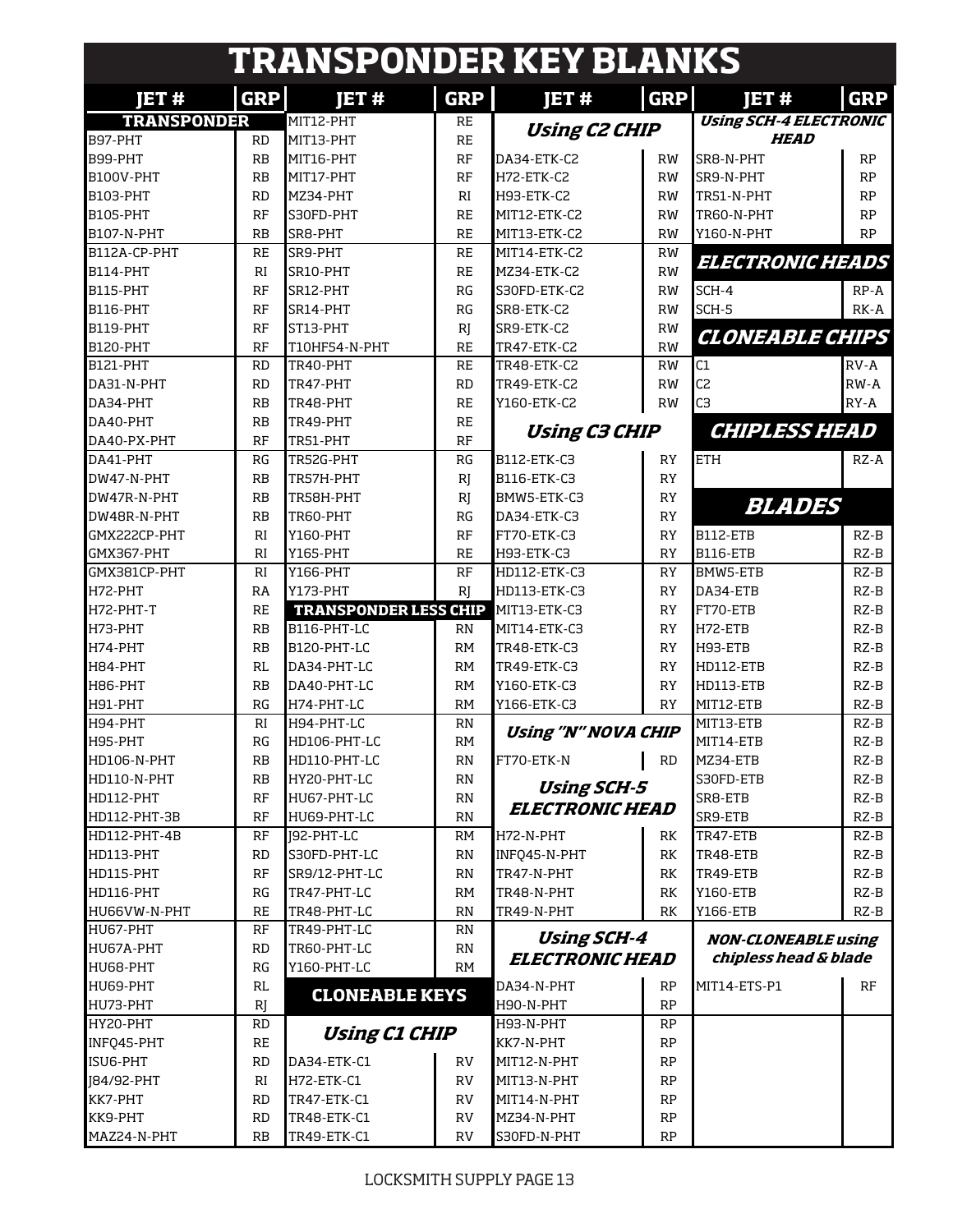# TRANSPONDER KEY BLANKS

## TRANSPONDER

| JET # | GRP |
|---|---|
| B97-PHT | RD |
| B99-PHT | RB |
| B100V-PHT | RB |
| B103-PHT | RD |
| B105-PHT | RF |
| B107-N-PHT | RB |
| B112A-CP-PHT | RE |
| B114-PHT | RI |
| B115-PHT | RF |
| B116-PHT | RF |
| B119-PHT | RF |
| B120-PHT | RF |
| B121-PHT | RD |
| DA31-N-PHT | RD |
| DA34-PHT | RB |
| DA40-PHT | RB |
| DA40-PX-PHT | RF |
| DA41-PHT | RG |
| DW47-N-PHT | RB |
| DW47R-N-PHT | RB |
| DW48R-N-PHT | RB |
| GMX222CP-PHT | RI |
| GMX367-PHT | RI |
| GMX381CP-PHT | RI |
| H72-PHT | RA |
| H72-PHT-T | RE |
| H73-PHT | RB |
| H74-PHT | RB |
| H84-PHT | RL |
| H86-PHT | RB |
| H91-PHT | RG |
| H94-PHT | RI |
| H95-PHT | RG |
| HD106-N-PHT | RB |
| HD110-N-PHT | RB |
| HD112-PHT | RF |
| HD112-PHT-3B | RF |
| HD112-PHT-4B | RF |
| HD113-PHT | RD |
| HD115-PHT | RF |
| HD116-PHT | RG |
| HU66VW-N-PHT | RE |
| HU67-PHT | RF |
| HU67A-PHT | RD |
| HU68-PHT | RG |
| HU69-PHT | RL |
| HU73-PHT | RJ |
| HY20-PHT | RD |
| INFQ45-PHT | RE |
| ISU6-PHT | RD |
| J84/92-PHT | RI |
| KK7-PHT | RD |
| KK9-PHT | RD |
| MAZ24-N-PHT | RB |
| MIT12-PHT | RE |
| MIT13-PHT | RE |
| MIT16-PHT | RF |
| MIT17-PHT | RF |
| MZ34-PHT | RI |
| S30FD-PHT | RE |
| SR8-PHT | RE |
| SR9-PHT | RE |
| SR10-PHT | RE |
| SR12-PHT | RG |
| SR14-PHT | RG |
| ST13-PHT | RJ |
| T10HF54-N-PHT | RE |
| TR40-PHT | RE |
| TR47-PHT | RD |
| TR48-PHT | RE |
| TR49-PHT | RE |
| TR51-PHT | RF |
| TR52G-PHT | RG |
| TR57H-PHT | RJ |
| TR58H-PHT | RJ |
| TR60-PHT | RG |
| Y160-PHT | RF |
| Y165-PHT | RE |
| Y166-PHT | RF |
| Y173-PHT | RJ |

## TRANSPONDER LESS CHIP

| JET # | GRP |
|---|---|
| B116-PHT-LC | RN |
| B120-PHT-LC | RM |
| DA34-PHT-LC | RM |
| DA40-PHT-LC | RM |
| H74-PHT-LC | RM |
| H94-PHT-LC | RN |
| HD106-PHT-LC | RM |
| HD110-PHT-LC | RN |
| HY20-PHT-LC | RN |
| HU67-PHT-LC | RN |
| HU69-PHT-LC | RN |
| J92-PHT-LC | RM |
| S30FD-PHT-LC | RN |
| SR9/12-PHT-LC | RN |
| TR47-PHT-LC | RM |
| TR48-PHT-LC | RN |
| TR49-PHT-LC | RN |
| TR60-PHT-LC | RN |
| Y160-PHT-LC | RM |

## CLONEABLE KEYS

### *Using C1 CHIP*

| JET # | GRP |
|---|---|
| DA34-ETK-C1 | RV |
| H72-ETK-C1 | RV |
| TR47-ETK-C1 | RV |
| TR48-ETK-C1 | RV |
| TR49-ETK-C1 | RV |

### *Using C2 CHIP*

| JET # | GRP |
|---|---|
| DA34-ETK-C2 | RW |
| H72-ETK-C2 | RW |
| H93-ETK-C2 | RW |
| MIT12-ETK-C2 | RW |
| MIT13-ETK-C2 | RW |
| MIT14-ETK-C2 | RW |
| MZ34-ETK-C2 | RW |
| S30FD-ETK-C2 | RW |
| SR8-ETK-C2 | RW |
| SR9-ETK-C2 | RW |
| TR47-ETK-C2 | RW |
| TR48-ETK-C2 | RW |
| TR49-ETK-C2 | RW |
| Y160-ETK-C2 | RW |

### *Using C3 CHIP*

| JET # | GRP |
|---|---|
| B112-ETK-C3 | RY |
| B116-ETK-C3 | RY |
| BMW5-ETK-C3 | RY |
| DA34-ETK-C3 | RY |
| FT70-ETK-C3 | RY |
| H93-ETK-C3 | RY |
| HD112-ETK-C3 | RY |
| HD113-ETK-C3 | RY |
| MIT13-ETK-C3 | RY |
| MIT14-ETK-C3 | RY |
| TR48-ETK-C3 | RY |
| TR49-ETK-C3 | RY |
| Y160-ETK-C3 | RY |
| Y166-ETK-C3 | RY |

### *Using "N" NOVA CHIP*

| JET # | GRP |
|---|---|
| FT70-ETK-N | RD |

### *Using SCH-5 ELECTRONIC HEAD*

| JET # | GRP |
|---|---|
| H72-N-PHT | RK |
| INFQ45-N-PHT | RK |
| TR47-N-PHT | RK |
| TR48-N-PHT | RK |
| TR49-N-PHT | RK |

### *Using SCH-4 ELECTRONIC HEAD*

| JET # | GRP |
|---|---|
| DA34-N-PHT | RP |
| H90-N-PHT | RP |
| H93-N-PHT | RP |
| KK7-N-PHT | RP |
| MIT12-N-PHT | RP |
| MIT13-N-PHT | RP |
| MIT14-N-PHT | RP |
| MZ34-N-PHT | RP |
| S30FD-N-PHT | RP |
| SR8-N-PHT | RP |
| SR9-N-PHT | RP |
| TR51-N-PHT | RP |
| TR60-N-PHT | RP |
| Y160-N-PHT | RP |

## *ELECTRONIC HEADS*

| JET # | GRP |
|---|---|
| SCH-4 | RP-A |
| SCH-5 | RK-A |

## *CLONEABLE CHIPS*

| JET # | GRP |
|---|---|
| C1 | RV-A |
| C2 | RW-A |
| C3 | RY-A |

## *CHIPLESS HEAD*

| JET # | GRP |
|---|---|
| ETH | RZ-A |

## *BLADES*

| JET # | GRP |
|---|---|
| B112-ETB | RZ-B |
| B116-ETB | RZ-B |
| BMW5-ETB | RZ-B |
| DA34-ETB | RZ-B |
| FT70-ETB | RZ-B |
| H72-ETB | RZ-B |
| H93-ETB | RZ-B |
| HD112-ETB | RZ-B |
| HD113-ETB | RZ-B |
| MIT12-ETB | RZ-B |
| MIT13-ETB | RZ-B |
| MIT14-ETB | RZ-B |
| MZ34-ETB | RZ-B |
| S30FD-ETB | RZ-B |
| SR8-ETB | RZ-B |
| SR9-ETB | RZ-B |
| TR47-ETB | RZ-B |
| TR48-ETB | RZ-B |
| TR49-ETB | RZ-B |
| Y160-ETB | RZ-B |
| Y166-ETB | RZ-B |

### *NON-CLONEABLE using chipless head & blade*

| JET # | GRP |
|---|---|
| MIT14-ETS-P1 | RF |

LOCKSMITH SUPPLY PAGE 13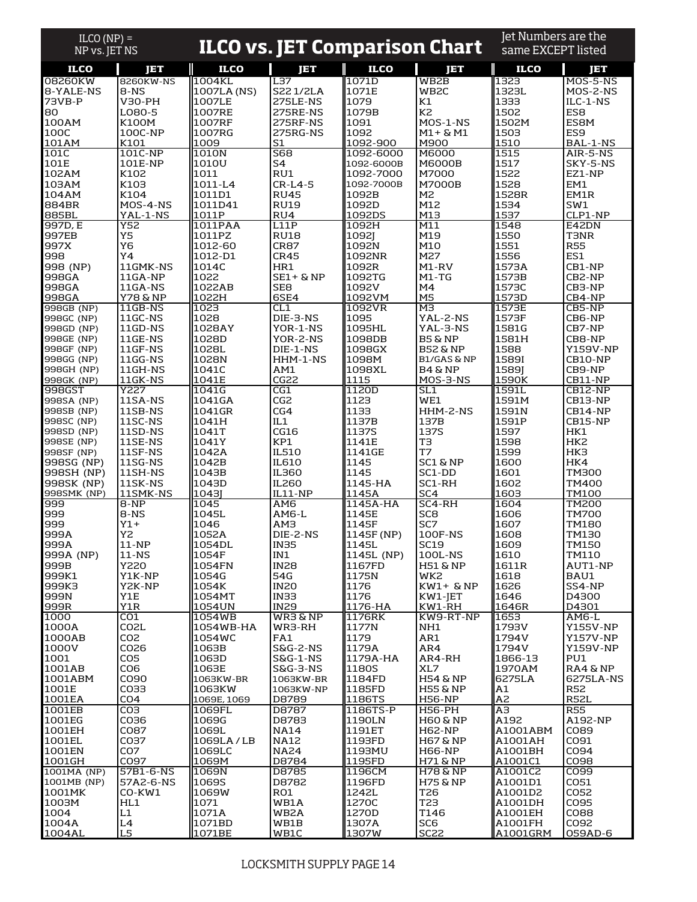# ILCO vs. JET Comparison Chart

ILCO (NP) = NP vs. JET NS

Jet Numbers are the same EXCEPT listed

| ILCO | JET | ILCO | JET | ILCO | JET | ILCO | JET |
|---|---|---|---|---|---|---|---|
| 08260KW | 8260KW-NS | 1004KL | L37 | 1071D | WB2B | 1323 | MOS-5-NS |
| 8-YALE-NS | 8-NS | 1007LA (NS) | S22 1/2LA | 1071E | WB2C | 1323L | MOS-2-NS |
| 73VB-P | V30-PH | 1007LE | 275LE-NS | 1079 | K1 | 1333 | ILC-1-NS |
| 80 | LO80-5 | 1007RE | 275RE-NS | 1079B | K2 | 1502 | ES8 |
| 100AM | K100M | 1007RF | 275RF-NS | 1091 | MOS-1-NS | 1502M | ES8M |
| 100C | 100C-NP | 1007RG | 275RG-NS | 1092 | M1+ & M1 | 1503 | ES9 |
| 101AM | K101 | 1009 | S1 | 1092-900 | M900 | 1510 | BAL-1-NS |
| 101C | 101C-NP | 1010N | S68 | 1092-6000 | M6000 | 1515 | AIR-5-NS |
| 101E | 101E-NP | 1010U | S4 | 1092-6000B | M6000B | 1517 | SKY-5-NS |
| 102AM | K102 | 1011 | RU1 | 1092-7000 | M7000 | 1522 | EZ1-NP |
| 103AM | K103 | 1011-L4 | CR-L4-5 | 1092-7000B | M7000B | 1528 | EM1 |
| 104AM | K104 | 1011D1 | RU45 | 1092B | M2 | 1528R | EM1R |
| 884BR | MOS-4-NS | 1011D41 | RU19 | 1092D | M12 | 1534 | SW1 |
| 885BL | YAL-1-NS | 1011P | RU4 | 1092DS | M13 | 1537 | CLP1-NP |
| 997D, E | Y52 | 1011PAA | L11P | 1092H | M11 | 1548 | E42DN |
| 997EB | Y5 | 1011PZ | RU18 | 1092J | M19 | 1550 | T3NR |
| 997X | Y6 | 1012-60 | CR87 | 1092N | M10 | 1551 | R55 |
| 998 | Y4 | 1012-D1 | CR45 | 1092NR | M27 | 1556 | ES1 |
| 998 (NP) | 11GMK-NS | 1014C | HR1 | 1092R | M1-RV | 1573A | CB1-NP |
| 998GA | 11GA-NP | 1022 | SE1+ & NP | 1092TG | M1-TG | 1573B | CB2-NP |
| 998GA | 11GA-NS | 1022AB | SE8 | 1092V | M4 | 1573C | CB3-NP |
| 998GA | Y78 & NP | 1022H | 6SE4 | 1092VM | M5 | 1573D | CB4-NP |
| 998GB (NP) | 11GB-NS | 1023 | CL1 | 1092VR | M3 | 1573E | CB5-NP |
| 998GC (NP) | 11GC-NS | 1028 | DIE-3-NS | 1095 | YAL-2-NS | 1573F | CB6-NP |
| 998GD (NP) | 11GD-NS | 1028AY | YOR-1-NS | 1095HL | YAL-3-NS | 1581G | CB7-NP |
| 998GE (NP) | 11GE-NS | 1028D | YOR-2-NS | 1098DB | B5 & NP | 1581H | CB8-NP |
| 998GF (NP) | 11GF-NS | 1028L | DIE-1-NS | 1098GX | B52 & NP | 1588 | Y159V-NP |
| 998GG (NP) | 11GG-NS | 1028N | HHM-1-NS | 1098M | B1/GAS & NP | 1589I | CB10-NP |
| 998GH (NP) | 11GH-NS | 1041C | AM1 | 1098XL | B4 & NP | 1589J | CB9-NP |
| 998GK (NP) | 11GK-NS | 1041E | CG22 | 1115 | MOS-3-NS | 1590K | CB11-NP |
| 998GST | Y227 | 1041G | CG1 | 1120D | SL1 | 1591L | CB12-NP |
| 998SA (NP) | 11SA-NS | 1041GA | CG2 | 1123 | WE1 | 1591M | CB13-NP |
| 998SB (NP) | 11SB-NS | 1041GR | CG4 | 1133 | HHM-2-NS | 1591N | CB14-NP |
| 998SC (NP) | 11SC-NS | 1041H | IL1 | 1137B | 137B | 1591P | CB15-NP |
| 998SD (NP) | 11SD-NS | 1041T | CG16 | 1137S | 137S | 1597 | HK1 |
| 998SE (NP) | 11SE-NS | 1041Y | KP1 | 1141E | T3 | 1598 | HK2 |
| 998SF (NP) | 11SF-NS | 1042A | IL510 | 1141GE | T7 | 1599 | HK3 |
| 998SG (NP) | 11SG-NS | 1042B | IL610 | 1145 | SC1 & NP | 1600 | HK4 |
| 998SH (NP) | 11SH-NS | 1043B | IL360 | 1145 | SC1-DD | 1601 | TM300 |
| 998SK (NP) | 11SK-NS | 1043D | IL260 | 1145-HA | SC1-RH | 1602 | TM400 |
| 998SMK (NP) | 11SMK-NS | 1043J | IL11-NP | 1145A | SC4 | 1603 | TM100 |
| 999 | 8-NP | 1045 | AM6 | 1145A-HA | SC4-RH | 1604 | TM200 |
| 999 | 8-NS | 1045L | AM6-L | 1145E | SC8 | 1606 | TM700 |
| 999 | Y1+ | 1046 | AM3 | 1145F | SC7 | 1607 | TM180 |
| 999A | Y2 | 1052A | DIE-2-NS | 1145F (NP) | 100F-NS | 1608 | TM130 |
| 999A | 11-NP | 1054DL | IN35 | 1145L | SC19 | 1609 | TM150 |
| 999A (NP) | 11-NS | 1054F | IN1 | 1145L (NP) | 100L-NS | 1610 | TM110 |
| 999B | Y220 | 1054FN | IN28 | 1167FD | H51 & NP | 1611R | AUT1-NP |
| 999K1 | Y1K-NP | 1054G | 54G | 1175N | WK2 | 1618 | BAU1 |
| 999K3 | Y2K-NP | 1054K | IN20 | 1176 | KW1+ & NP | 1626 | SS4-NP |
| 999N | Y1E | 1054MT | IN33 | 1176 | KW1-JET | 1646 | D4300 |
| 999R | Y1R | 1054UN | IN29 | 1176-HA | KW1-RH | 1646R | D4301 |
| 1000 | CO1 | 1054WB | WR3 & NP | 1176RK | KW9-RT-NP | 1653 | AM6-L |
| 1000A | CO2L | 1054WB-HA | WR3-RH | 1177N | NH1 | 1793V | Y155V-NP |
| 1000AB | CO2 | 1054WC | FA1 | 1179 | AR1 | 1794V | Y157V-NP |
| 1000V | CO26 | 1063B | S&G-2-NS | 1179A | AR4 | 1794V | Y159V-NP |
| 1001 | CO5 | 1063D | S&G-1-NS | 1179A-HA | AR4-RH | 1866-13 | PU1 |
| 1001AB | CO6 | 1063E | S&G-3-NS | 1180S | XL7 | 1970AM | RA4 & NP |
| 1001ABM | CO90 | 1063KW-BR | 1063KW-BR | 1184FD | H54 & NP | 6275LA | 6275LA-NS |
| 1001E | CO33 | 1063KW | 1063KW-NP | 1185FD | H55 & NP | A1 | R52 |
| 1001EA | CO4 | 1069E, 1069 | D8789 | 1186TS | H56-NP | A2 | R52L |
| 1001EB | CO3 | 1069FL | D8787 | 1186TS-P | H56-PH | A3 | R55 |
| 1001EG | CO36 | 1069G | D8783 | 1190LN | H60 & NP | A192 | A192-NP |
| 1001EH | CO87 | 1069L | NA14 | 1191ET | H62-NP | A1001ABM | CO89 |
| 1001EL | CO37 | 1069LA / LB | NA12 | 1193FD | H67 & NP | A1001AH | CO91 |
| 1001EN | CO7 | 1069LC | NA24 | 1193MU | H66-NP | A1001BH | CO94 |
| 1001GH | CO97 | 1069M | D8784 | 1195FD | H71 & NP | A1001C1 | CO98 |
| 1001MA (NP) | 57B1-6-NS | 1069N | D8785 | 1196CM | H78 & NP | A1001C2 | CO99 |
| 1001MB (NP) | 57A2-6-NS | 1069S | D8782 | 1196FD | H75 & NP | A1001D1 | CO51 |
| 1001MK | CO-KW1 | 1069W | RO1 | 1242L | T26 | A1001D2 | CO52 |
| 1003M | HL1 | 1071 | WB1A | 1270C | T23 | A1001DH | CO95 |
| 1004 | L1 | 1071A | WB2A | 1270D | T146 | A1001EH | CO88 |
| 1004A | L4 | 1071BD | WB1B | 1307A | SC6 | A1001FH | CO92 |
| 1004AL | L5 | 1071BE | WB1C | 1307W | SC22 | A1001GRM | O59AD-6 |

LOCKSMITH SUPPLY PAGE 14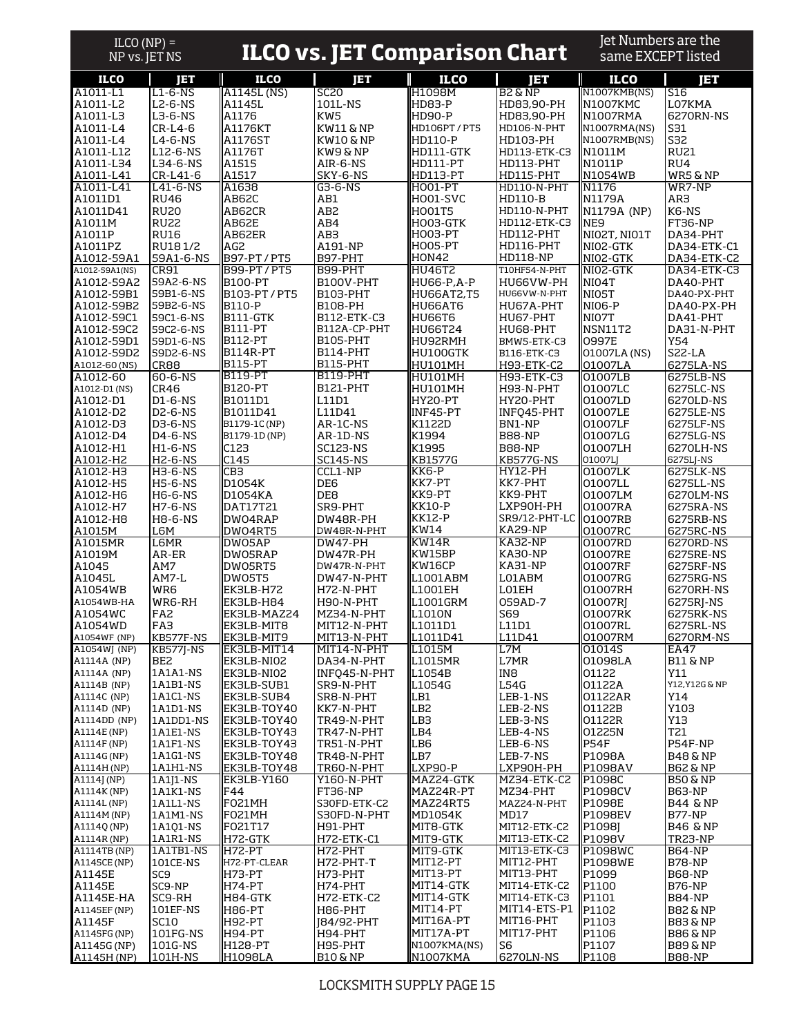# ILCO vs. JET Comparison Chart

ILCO (NP) = NP vs. JET NS

Jet Numbers are the same EXCEPT listed

| ILCO | JET | ILCO | JET | ILCO | JET | ILCO | JET |
|---|---|---|---|---|---|---|---|
| A1011-L1 | L1-6-NS | A1145L (NS) | SC20 | H1098M | B2 & NP | N1007KMB(NS) | S16 |
| A1011-L2 | L2-6-NS | A1145L | 101L-NS | HD83-P | HD83,90-PH | N1007KMC | L07KMA |
| A1011-L3 | L3-6-NS | A1176 | KW5 | HD90-P | HD83,90-PH | N1007RMA | 6270RN-NS |
| A1011-L4 | CR-L4-6 | A1176KT | KW11 & NP | HD106PT / PT5 | HD106-N-PHT | N1007RMA(NS) | S31 |
| A1011-L4 | L4-6-NS | A1176ST | KW10 & NP | HD110-P | HD103-PH | N1007RMB(NS) | S32 |
| A1011-L12 | L12-6-NS | A1176T | KW9 & NP | HD111-GTK | HD113-ETK-C3 | N1011M | RU21 |
| A1011-L34 | L34-6-NS | A1515 | AIR-6-NS | HD111-PT | HD113-PHT | N1011P | RU4 |
| A1011-L41 | CR-L41-6 | A1517 | SKY-6-NS | HD113-PT | HD115-PHT | N1054WB | WR5 & NP |
| A1011-L41 | L41-6-NS | A1638 | G3-6-NS | HO01-PT | HD110-N-PHT | N1176 | WR7-NP |
| A1011D1 | RU46 | AB62C | AB1 | HO01-SVC | HD110-B | N1179A | AR3 |
| A1011D41 | RU20 | AB62CR | AB2 | HO01T5 | HD110-N-PHT | N1179A (NP) | K6-NS |
| A1011M | RU22 | AB62E | AB4 | HO03-GTK | HD112-ETK-C3 | NE9 | FT36-NP |
| A1011P | RU16 | AB62ER | AB3 | HO03-PT | HD112-PHT | NI02T, NI01T | DA34-PHT |
| A1011PZ | RU18 1/2 | AG2 | A191-NP | HO05-PT | HD116-PHT | NI02-GTK | DA34-ETK-C1 |
| A1012-59A1 | 59A1-6-NS | B97-PT / PT5 | B97-PHT | HON42 | HD118-NP | NI02-GTK | DA34-ETK-C2 |
| A1012-59A1(NS) | CR91 | B99-PT / PT5 | B99-PHT | HU46T2 | T10HF54-N-PHT | NI02-GTK | DA34-ETK-C3 |
| A1012-59A2 | 59A2-6-NS | B100-PT | B100V-PHT | HU66-P,A-P | HU66VW-PH | NI04T | DA40-PHT |
| A1012-59B1 | 59B1-6-NS | B103-PT / PT5 | B103-PHT | HU66AT2,T5 | HU66VW-N-PHT | NI05T | DA40-PX-PHT |
| A1012-59B2 | 59B2-6-NS | B110-P | B108-PH | HU66AT6 | HU67A-PHT | NI06-P | DA40-PX-PH |
| A1012-59C1 | 59C1-6-NS | B111-GTK | B112-ETK-C3 | HU66T6 | HU67-PHT | NI07T | DA41-PHT |
| A1012-59C2 | 59C2-6-NS | B111-PT | B112A-CP-PHT | HU66T24 | HU68-PHT | NSN11T2 | DA31-N-PHT |
| A1012-59D1 | 59D1-6-NS | B112-PT | B105-PHT | HU92RMH | BMW5-ETK-C3 | O997E | Y54 |
| A1012-59D2 | 59D2-6-NS | B114R-PT | B114-PHT | HU100GTK | B116-ETK-C3 | O1007LA (NS) | S22-LA |
| A1012-60 (NS) | CR88 | B115-PT | B115-PHT | HU101MH | H93-ETK-C2 | O1007LA | 6275LA-NS |
| A1012-60 | 60-6-NS | B119-PT | B119-PHT | HU101MH | H93-ETK-C3 | O1007LB | 6275LB-NS |
| A1012-D1 (NS) | CR46 | B120-PT | B121-PHT | HU101MH | H93-N-PHT | O1007LC | 6275LC-NS |
| A1012-D1 | D1-6-NS | B1011D1 | L11D1 | HY20-PT | HY20-PHT | O1007LD | 6270LD-NS |
| A1012-D2 | D2-6-NS | B1011D41 | L11D41 | INF45-PT | INFQ45-PHT | O1007LE | 6275LE-NS |
| A1012-D3 | D3-6-NS | B1179-1C (NP) | AR-1C-NS | K1122D | BN1-NP | O1007LF | 6275LF-NS |
| A1012-D4 | D4-6-NS | B1179-1D (NP) | AR-1D-NS | K1994 | B88-NP | O1007LG | 6275LG-NS |
| A1012-H1 | H1-6-NS | C123 | SC123-NS | K1995 | B88-NP | O1007LH | 6270LH-NS |
| A1012-H2 | H2-6-NS | C145 | SC145-NS | KB1577G | KB577G-NS | O1007LJ | 6275LJ-NS |
| A1012-H3 | H3-6-NS | CB3 | CCL1-NP | KK6-P | HY12-PH | O1007LK | 6275LK-NS |
| A1012-H5 | H5-6-NS | D1054K | DE6 | KK7-PT | KK7-PHT | O1007LL | 6275LL-NS |
| A1012-H6 | H6-6-NS | D1054KA | DE8 | KK9-PT | KK9-PHT | O1007LM | 6270LM-NS |
| A1012-H7 | H7-6-NS | DAT17T21 | SR9-PHT | KK10-P | LXP90H-PH | O1007RA | 6275RA-NS |
| A1012-H8 | H8-6-NS | DWO4RAP | DW48R-PH | KK12-P | SR9/12-PHT-LC | O1007RB | 6275RB-NS |
| A1015M | L6M | DWO4RT5 | DW48R-N-PHT | KW14 | KA29-NP | O1007RC | 6275RC-NS |
| A1015MR | L6MR | DWO5AP | DW47-PH | KW14R | KA32-NP | O1007RD | 6270RD-NS |
| A1019M | AR-ER | DWO5RAP | DW47R-PH | KW15BP | KA30-NP | O1007RE | 6275RE-NS |
| A1045 | AM7 | DWO5RT5 | DW47R-N-PHT | KW16CP | KA31-NP | O1007RF | 6275RF-NS |
| A1045L | AM7-L | DWO5T5 | DW47-N-PHT | L1001ABM | L01ABM | O1007RG | 6275RG-NS |
| A1054WB | WR6 | EK3LB-H72 | H72-N-PHT | L1001EH | L01EH | O1007RH | 6270RH-NS |
| A1054WB-HA | WR6-RH | EK3LB-H84 | H90-N-PHT | L1001GRM | O59AD-7 | O1007RJ | 6275RJ-NS |
| A1054WC | FA2 | EK3LB-MAZ24 | MZ34-N-PHT | L1010N | S69 | O1007RK | 6275RK-NS |
| A1054WD | FA3 | EK3LB-MIT8 | MIT12-N-PHT | L1011D1 | L11D1 | O1007RL | 6275RL-NS |
| A1054WF (NP) | KB577F-NS | EK3LB-MIT9 | MIT13-N-PHT | L1011D41 | L11D41 | O1007RM | 6270RM-NS |
| A1054WJ (NP) | KB577J-NS | EK3LB-MIT14 | MIT14-N-PHT | L1015M | L7M | O1014S | EA47 |
| A1114A (NP) | BE2 | EK3LB-NI02 | DA34-N-PHT | L1015MR | L7MR | O1098LA | B11 & NP |
| A1114A (NP) | 1A1A1-NS | EK3LB-NI02 | INFQ45-N-PHT | L1054B | IN8 | O1122 | Y11 |
| A1114B (NP) | 1A1B1-NS | EK3LB-SUB1 | SR9-N-PHT | L1054G | L54G | O1122A | Y12,Y12G & NP |
| A1114C (NP) | 1A1C1-NS | EK3LB-SUB4 | SR8-N-PHT | LB1 | LEB-1-NS | O1122AR | Y14 |
| A1114D (NP) | 1A1D1-NS | EK3LB-TOY40 | KK7-N-PHT | LB2 | LEB-2-NS | O1122B | Y103 |
| A1114DD (NP) | 1A1DD1-NS | EK3LB-TOY40 | TR49-N-PHT | LB3 | LEB-3-NS | O1122R | Y13 |
| A1114E (NP) | 1A1E1-NS | EK3LB-TOY43 | TR47-N-PHT | LB4 | LEB-4-NS | O1225N | T21 |
| A1114F (NP) | 1A1F1-NS | EK3LB-TOY43 | TR51-N-PHT | LB6 | LEB-6-NS | P54F | P54F-NP |
| A1114G (NP) | 1A1G1-NS | EK3LB-TOY48 | TR48-N-PHT | LB7 | LEB-7-NS | P1098A | B48 & NP |
| A1114H (NP) | 1A1H1-NS | EK3LB-TOY48 | TR60-N-PHT | LXP90-P | LXP90H-PH | P1098AV | B62 & NP |
| A1114J (NP) | 1A1J1-NS | EK3LB-Y160 | Y160-N-PHT | MAZ24-GTK | MZ34-ETK-C2 | P1098C | B50 & NP |
| A1114K (NP) | 1A1K1-NS | F44 | FT36-NP | MAZ24R-PT | MZ34-PHT | P1098CV | B63-NP |
| A1114L (NP) | 1A1L1-NS | FO21MH | S30FD-ETK-C2 | MAZ24RT5 | MAZ24-N-PHT | P1098E | B44 & NP |
| A1114M (NP) | 1A1M1-NS | FO21MH | S30FD-N-PHT | MD1054K | MD17 | P1098EV | B77-NP |
| A1114Q (NP) | 1A1Q1-NS | FO21T17 | H91-PHT | MIT8-GTK | MIT12-ETK-C2 | P1098J | B46 & NP |
| A1114R (NP) | 1A1R1-NS | H72-GTK | H72-ETK-C1 | MIT9-GTK | MIT13-ETK-C2 | P1098V | TR23-NP |
| A1114TB (NP) | 1A1TB1-NS | H72-PT | H72-PHT | MIT9-GTK | MIT13-ETK-C3 | P1098WC | B64-NP |
| A1145CE (NP) | 101CE-NS | H72-PT-CLEAR | H72-PHT-T | MIT12-PT | MIT12-PHT | P1098WE | B78-NP |
| A1145E | SC9 | H73-PT | H73-PHT | MIT13-PT | MIT13-PHT | P1099 | B68-NP |
| A1145E | SC9-NP | H74-PT | H74-PHT | MIT14-GTK | MIT14-ETK-C2 | P1100 | B76-NP |
| A1145E-HA | SC9-RH | H84-GTK | H72-ETK-C2 | MIT14-GTK | MIT14-ETK-C3 | P1101 | B84-NP |
| A1145EF (NP) | 101EF-NS | H86-PT | H86-PHT | MIT14-PT | MIT14-ETS-P1 | P1102 | B82 & NP |
| A1145F | SC10 | H92-PT | J84/92-PHT | MIT16A-PT | MIT16-PHT | P1103 | B83 & NP |
| A1145FG (NP) | 101FG-NS | H94-PT | H94-PHT | MIT17A-PT | MIT17-PHT | P1106 | B86 & NP |
| A1145G (NP) | 101G-NS | H128-PT | H95-PHT | N1007KMA(NS) | S6 | P1107 | B89 & NP |
| A1145H (NP) | 101H-NS | H1098LA | B10 & NP | N1007KMA | 6270LN-NS | P1108 | B88-NP |

LOCKSMITH SUPPLY PAGE 15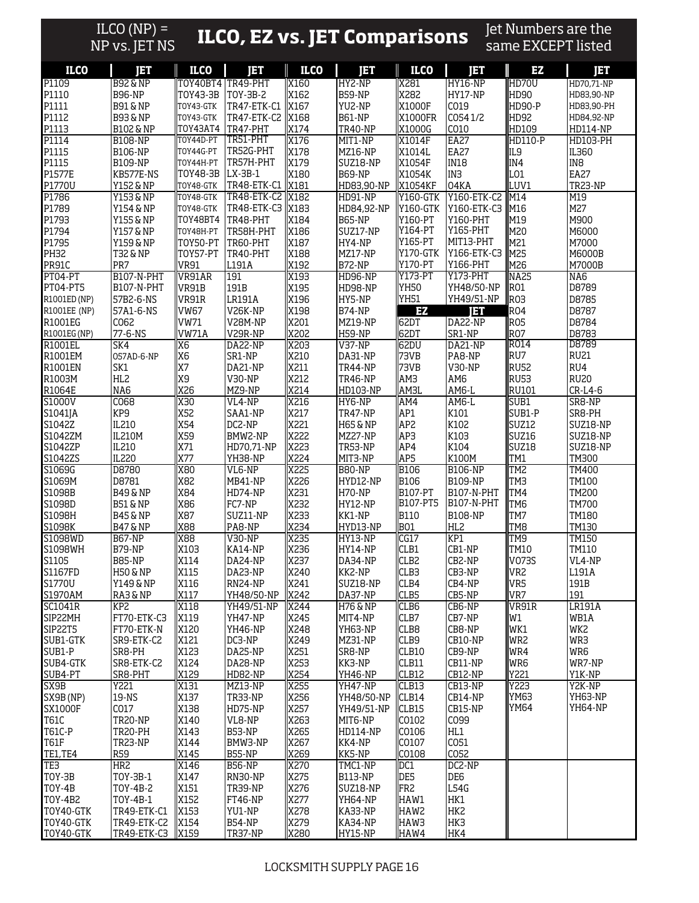ILCO (NP) = NP vs. JET NS

# ILCO, EZ vs. JET Comparisons

Jet Numbers are the same EXCEPT listed

| ILCO | JET | ILCO | JET | ILCO | JET | ILCO | JET | EZ | JET |
|---|---|---|---|---|---|---|---|---|---|
| P1109 | B92 & NP | TOY40BT4 | TR49-PHT | X160 | HY2-NP | X281 | HY16-NP | HD70U | HD70,71-NP |
| P1110 | B96-NP | TOY43-3B | TOY-3B-2 | X162 | B59-NP | X282 | HY17-NP | HD90 | HD83,90-NP |
| P1111 | B91 & NP | TOY43-GTK | TR47-ETK-C1 | X167 | YU2-NP | X1000F | CO19 | HD90-P | HD83,90-PH |
| P1112 | B93 & NP | TOY43-GTK | TR47-ETK-C2 | X168 | B61-NP | X1000FR | CO54 1/2 | HD92 | HD84,92-NP |
| P1113 | B102 & NP | TOY43AT4 | TR47-PHT | X174 | TR40-NP | X1000G | CO10 | HD109 | HD114-NP |
| P1114 | B108-NP | TOY44D-PT | TR51-PHT | X176 | MIT1-NP | X1014F | EA27 | HD110-P | HD103-PH |
| P1115 | B106-NP | TOY44G-PT | TR52G-PHT | X178 | MZ16-NP | X1014L | EA27 | IL9 | IL360 |
| P1115 | B109-NP | TOY44H-PT | TR57H-PHT | X179 | SUZ18-NP | X1054F | IN18 | IN4 | IN8 |
| P1577E | KB577E-NS | TOY48-3B | LX-3B-1 | X180 | B69-NP | X1054K | IN3 | LO1 | EA27 |
| P1770U | Y152 & NP | TOY48-GTK | TR48-ETK-C1 | X181 | HD83,90-NP | X1054KF | O4KA | LUV1 | TR23-NP |
| P1786 | Y153 & NP | TOY48-GTK | TR48-ETK-C2 | X182 | HD91-NP | Y160-GTK | Y160-ETK-C2 | M14 | M19 |
| P1789 | Y154 & NP | TOY48-GTK | TR48-ETK-C3 | X183 | HD84,92-NP | Y160-GTK | Y160-ETK-C3 | M16 | M27 |
| P1793 | Y155 & NP | TOY48BT4 | TR48-PHT | X184 | B65-NP | Y160-PT | Y160-PHT | M19 | M900 |
| P1794 | Y157 & NP | TOY48H-PT | TR58H-PHT | X186 | SUZ17-NP | Y164-PT | Y165-PHT | M20 | M6000 |
| P1795 | Y159 & NP | TOY50-PT | TR60-PHT | X187 | HY4-NP | Y165-PT | MIT13-PHT | M21 | M7000 |
| PH32 | T32 & NP | TOY57-PT | TR40-PHT | X188 | MZ17-NP | Y170-GTK | Y166-ETK-C3 | M25 | M6000B |
| PR91C | PR7 | VR91 | L191A | X192 | B72-NP | Y170-PT | Y166-PHT | M26 | M7000B |
| PT04-PT | B107-N-PHT | VR91AR | 191 | X193 | HD96-NP | Y173-PT | Y173-PHT | NA25 | NA6 |
| PT04-PT5 | B107-N-PHT | VR91B | 191B | X195 | HD98-NP | YH50 | YH48/50-NP | R01 | D8789 |
| R1001ED (NP) | 57B2-6-NS | VR91R | LR191A | X196 | HY5-NP | YH51 | YH49/51-NP | R03 | D8785 |
| R1001EE (NP) | 57A1-6-NS | VW67 | V26K-NP | X198 | B74-NP | **EZ** | **JET** | R04 | D8787 |
| R1001EG | C062 | VW71 | V28M-NP | X201 | MZ19-NP | 62DT | DA22-NP | R05 | D8784 |
| R1001EG (NP) | 77-6-NS | VW71A | V29R-NP | X202 | H59-NP | 62DT | SR1-NP | R07 | D8783 |
| R1001EL | SK4 | X6 | DA22-NP | X203 | V37-NP | 62DU | DA21-NP | R014 | D8789 |
| R1001EM | 057AD-6-NP | X6 | SR1-NP | X210 | DA31-NP | 73VB | PA8-NP | RU7 | RU21 |
| R1001EN | SK1 | X7 | DA21-NP | X211 | TR44-NP | 73VB | V30-NP | RU52 | RU4 |
| R1003M | HL2 | X9 | V30-NP | X212 | TR46-NP | AM3 | AM6 | RU53 | RU20 |
| R1064E | NA6 | X26 | MZ9-NP | X214 | HD103-NP | AM3L | AM6-L | RU101 | CR-L4-6 |
| S1000V | C068 | X30 | VL4-NP | X216 | HY6-NP | AM4 | AM6-L | SUB1 | SR8-NP |
| S1041JA | KP9 | X52 | SAA1-NP | X217 | TR47-NP | AP1 | K101 | SUB1-P | SR8-PH |
| S1042Z | IL210 | X54 | DC2-NP | X221 | H65 & NP | AP2 | K102 | SUZ12 | SUZ18-NP |
| S1042ZM | IL210M | X59 | BMW2-NP | X222 | MZ27-NP | AP3 | K103 | SUZ16 | SUZ18-NP |
| S1042ZP | IL210 | X71 | HD70,71-NP | X223 | TR53-NP | AP4 | K104 | SUZ18 | SUZ18-NP |
| S1042ZS | IL220 | X77 | YH38-NP | X224 | MIT3-NP | AP5 | K100M | TM1 | TM300 |
| S1069G | D8780 | X80 | VL6-NP | X225 | B80-NP | B106 | B106-NP | TM2 | TM400 |
| S1069M | D8781 | X82 | MB41-NP | X226 | HYD12-NP | B106 | B109-NP | TM3 | TM100 |
| S1098B | B49 & NP | X84 | HD74-NP | X231 | H70-NP | B107-PT | B107-N-PHT | TM4 | TM200 |
| S1098D | B51 & NP | X86 | FC7-NP | X232 | HY12-NP | B107-PT5 | B107-N-PHT | TM6 | TM700 |
| S1098H | B45 & NP | X87 | SUZ11-NP | X233 | KK1-NP | B110 | B108-NP | TM7 | TM180 |
| S1098K | B47 & NP | X88 | PA8-NP | X234 | HYD13-NP | B01 | HL2 | TM8 | TM130 |
| S1098WD | B67-NP | X88 | V30-NP | X235 | HY13-NP | CG17 | KP1 | TM9 | TM150 |
| S1098WH | B79-NP | X103 | KA14-NP | X236 | HY14-NP | CLB1 | CB1-NP | TM10 | TM110 |
| S1105 | B85-NP | X114 | DA24-NP | X237 | DA34-NP | CLB2 | CB2-NP | VO73S | VL4-NP |
| S1167FD | H50 & NP | X115 | DA23-NP | X240 | KK2-NP | CLB3 | CB3-NP | VR2 | L191A |
| S1770U | Y149 & NP | X116 | RN24-NP | X241 | SUZ18-NP | CLB4 | CB4-NP | VR5 | 191B |
| S1970AM | RA3 & NP | X117 | YH48/50-NP | X242 | DA37-NP | CLB5 | CB5-NP | VR7 | 191 |
| SC1041R | KP2 | X118 | YH49/51-NP | X244 | H76 & NP | CLB6 | CB6-NP | VR91R | LR191A |
| SIP22MH | FT70-ETK-C3 | X119 | YH47-NP | X245 | MIT4-NP | CLB7 | CB7-NP | W1 | WB1A |
| SIP22T5 | FT70-ETK-N | X120 | YH46-NP | X248 | YH63-NP | CLB8 | CB8-NP | WK1 | WK2 |
| SUB1-GTK | SR9-ETK-C2 | X121 | DC3-NP | X249 | MZ31-NP | CLB9 | CB10-NP | WR2 | WR3 |
| SUB1-P | SR8-PH | X123 | DA25-NP | X251 | SR8-NP | CLB10 | CB9-NP | WR4 | WR6 |
| SUB4-GTK | SR8-ETK-C2 | X124 | DA28-NP | X253 | KK3-NP | CLB11 | CB11-NP | WR6 | WR7-NP |
| SUB4-PT | SR8-PHT | X129 | HD82-NP | X254 | YH46-NP | CLB12 | CB12-NP | Y221 | Y1K-NP |
| SX9B | Y221 | X131 | MZ13-NP | X255 | YH47-NP | CLB13 | CB13-NP | Y223 | Y2K-NP |
| SX9B (NP) | 19-NS | X137 | TR33-NP | X256 | YH48/50-NP | CLB14 | CB14-NP | YM63 | YH63-NP |
| SX1000F | C017 | X138 | HD75-NP | X257 | YH49/51-NP | CLB15 | CB15-NP | YM64 | YH64-NP |
| T61C | TR20-NP | X140 | VL8-NP | X263 | MIT6-NP | CO102 | C099 | | |
| T61C-P | TR20-PH | X143 | B53-NP | X265 | HD114-NP | CO106 | HL1 | | |
| T61F | TR23-NP | X144 | BMW3-NP | X267 | KK4-NP | CO107 | C051 | | |
| TE1,TE4 | R59 | X145 | B55-NP | X269 | KK5-NP | CO108 | C052 | | |
| TE3 | HR2 | X146 | B56-NP | X270 | TMC1-NP | DC1 | DC2-NP | | |
| TOY-3B | TOY-3B-1 | X147 | RN30-NP | X275 | B113-NP | DE5 | DE6 | | |
| TOY-4B | TOY-4B-2 | X151 | TR39-NP | X276 | SUZ18-NP | FR2 | L54G | | |
| TOY-4B2 | TOY-4B-1 | X152 | FT46-NP | X277 | YH64-NP | HAW1 | HK1 | | |
| TOY40-GTK | TR49-ETK-C1 | X153 | YU1-NP | X278 | KA33-NP | HAW2 | HK2 | | |
| TOY40-GTK | TR49-ETK-C2 | X154 | B54-NP | X279 | KA34-NP | HAW3 | HK3 | | |
| TOY40-GTK | TR49-ETK-C3 | X159 | TR37-NP | X280 | HY15-NP | HAW4 | HK4 | | |